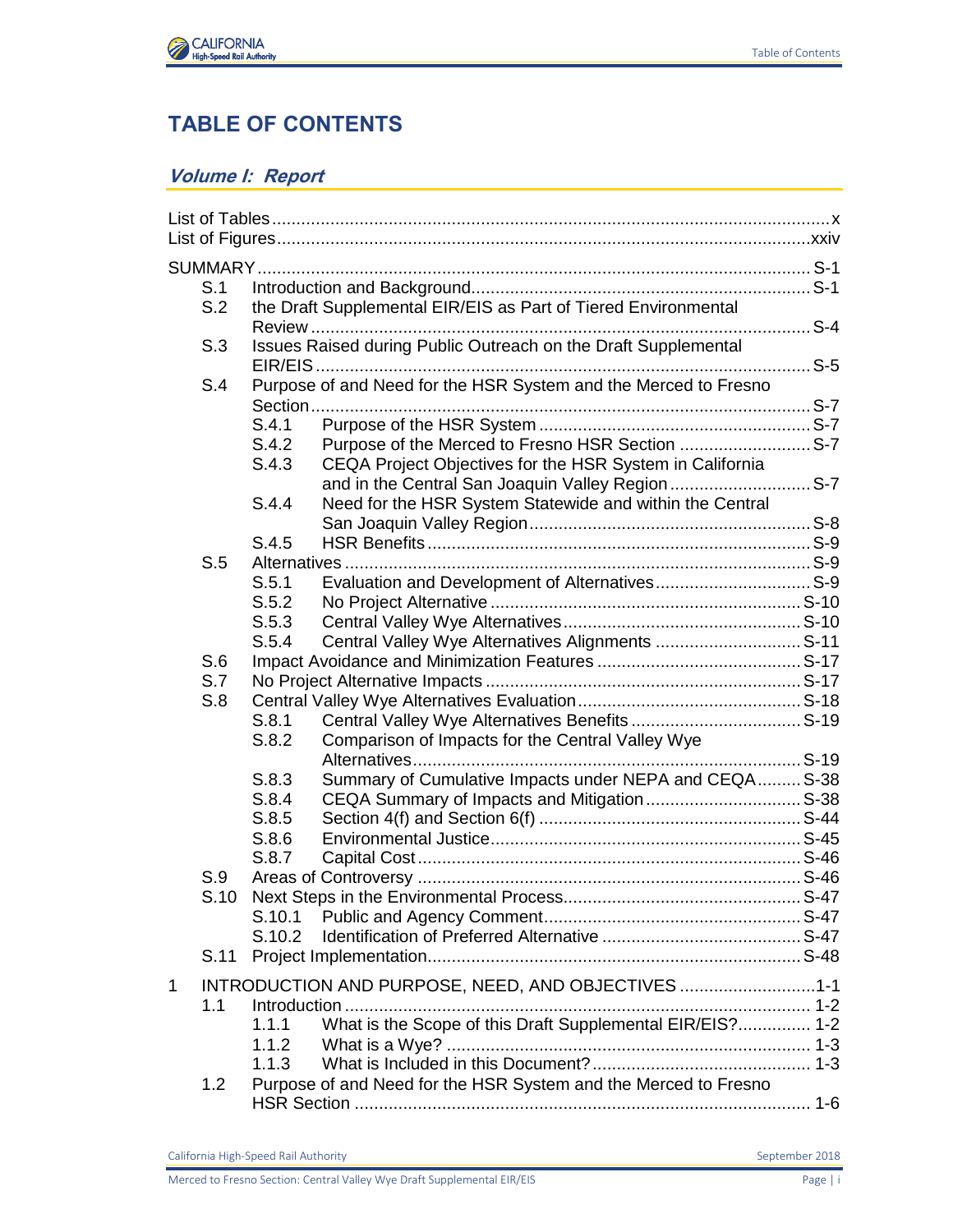# TABLE OF CONTENTS

## *Volume I: Report*

List of Tables ... x
List of Figures ... xxiv

SUMMARY ... S-1
- S.1 Introduction and Background ... S-1
- S.2 the Draft Supplemental EIR/EIS as Part of Tiered Environmental Review ... S-4
- S.3 Issues Raised during Public Outreach on the Draft Supplemental EIR/EIS ... S-5
- S.4 Purpose of and Need for the HSR System and the Merced to Fresno Section ... S-7
  - S.4.1 Purpose of the HSR System ... S-7
  - S.4.2 Purpose of the Merced to Fresno HSR Section ... S-7
  - S.4.3 CEQA Project Objectives for the HSR System in California and in the Central San Joaquin Valley Region ... S-7
  - S.4.4 Need for the HSR System Statewide and within the Central San Joaquin Valley Region ... S-8
  - S.4.5 HSR Benefits ... S-9
- S.5 Alternatives ... S-9
  - S.5.1 Evaluation and Development of Alternatives ... S-9
  - S.5.2 No Project Alternative ... S-10
  - S.5.3 Central Valley Wye Alternatives ... S-10
  - S.5.4 Central Valley Wye Alternatives Alignments ... S-11
- S.6 Impact Avoidance and Minimization Features ... S-17
- S.7 No Project Alternative Impacts ... S-17
- S.8 Central Valley Wye Alternatives Evaluation ... S-18
  - S.8.1 Central Valley Wye Alternatives Benefits ... S-19
  - S.8.2 Comparison of Impacts for the Central Valley Wye Alternatives ... S-19
  - S.8.3 Summary of Cumulative Impacts under NEPA and CEQA ... S-38
  - S.8.4 CEQA Summary of Impacts and Mitigation ... S-38
  - S.8.5 Section 4(f) and Section 6(f) ... S-44
  - S.8.6 Environmental Justice ... S-45
  - S.8.7 Capital Cost ... S-46
- S.9 Areas of Controversy ... S-46
- S.10 Next Steps in the Environmental Process ... S-47
  - S.10.1 Public and Agency Comment ... S-47
  - S.10.2 Identification of Preferred Alternative ... S-47
- S.11 Project Implementation ... S-48

1 INTRODUCTION AND PURPOSE, NEED, AND OBJECTIVES ... 1-1
- 1.1 Introduction ... 1-2
  - 1.1.1 What is the Scope of this Draft Supplemental EIR/EIS? ... 1-2
  - 1.1.2 What is a Wye? ... 1-3
  - 1.1.3 What is Included in this Document? ... 1-3
- 1.2 Purpose of and Need for the HSR System and the Merced to Fresno HSR Section ... 1-6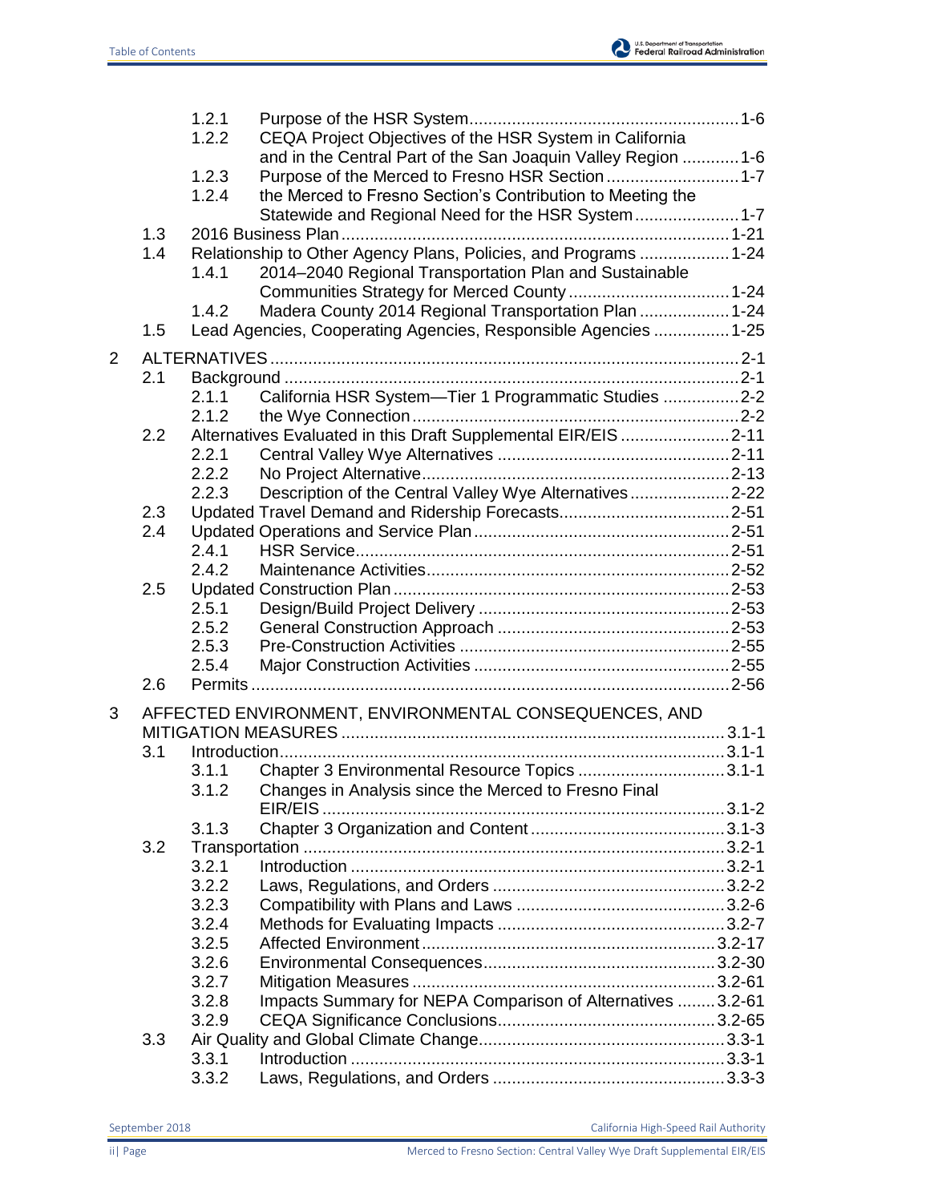| | | | |
|---|---|---|---|
| | 1.2.1 | Purpose of the HSR System | 1-6 |
| | 1.2.2 | CEQA Project Objectives of the HSR System in California and in the Central Part of the San Joaquin Valley Region | 1-6 |
| | 1.2.3 | Purpose of the Merced to Fresno HSR Section | 1-7 |
| | 1.2.4 | the Merced to Fresno Section's Contribution to Meeting the Statewide and Regional Need for the HSR System | 1-7 |
| 1.3 | | 2016 Business Plan | 1-21 |
| 1.4 | | Relationship to Other Agency Plans, Policies, and Programs | 1-24 |
| | 1.4.1 | 2014–2040 Regional Transportation Plan and Sustainable Communities Strategy for Merced County | 1-24 |
| | 1.4.2 | Madera County 2014 Regional Transportation Plan | 1-24 |
| 1.5 | | Lead Agencies, Cooperating Agencies, Responsible Agencies | 1-25 |

| | | | |
|---|---|---|---|
| **2** | | **ALTERNATIVES** | **2-1** |
| 2.1 | | Background | 2-1 |
| | 2.1.1 | California HSR System—Tier 1 Programmatic Studies | 2-2 |
| | 2.1.2 | the Wye Connection | 2-2 |
| 2.2 | | Alternatives Evaluated in this Draft Supplemental EIR/EIS | 2-11 |
| | 2.2.1 | Central Valley Wye Alternatives | 2-11 |
| | 2.2.2 | No Project Alternative | 2-13 |
| | 2.2.3 | Description of the Central Valley Wye Alternatives | 2-22 |
| 2.3 | | Updated Travel Demand and Ridership Forecasts | 2-51 |
| 2.4 | | Updated Operations and Service Plan | 2-51 |
| | 2.4.1 | HSR Service | 2-51 |
| | 2.4.2 | Maintenance Activities | 2-52 |
| 2.5 | | Updated Construction Plan | 2-53 |
| | 2.5.1 | Design/Build Project Delivery | 2-53 |
| | 2.5.2 | General Construction Approach | 2-53 |
| | 2.5.3 | Pre-Construction Activities | 2-55 |
| | 2.5.4 | Major Construction Activities | 2-55 |
| 2.6 | | Permits | 2-56 |

| | | | |
|---|---|---|---|
| **3** | | **AFFECTED ENVIRONMENT, ENVIRONMENTAL CONSEQUENCES, AND MITIGATION MEASURES** | **3.1-1** |
| 3.1 | | Introduction | 3.1-1 |
| | 3.1.1 | Chapter 3 Environmental Resource Topics | 3.1-1 |
| | 3.1.2 | Changes in Analysis since the Merced to Fresno Final EIR/EIS | 3.1-2 |
| | 3.1.3 | Chapter 3 Organization and Content | 3.1-3 |
| 3.2 | | Transportation | 3.2-1 |
| | 3.2.1 | Introduction | 3.2-1 |
| | 3.2.2 | Laws, Regulations, and Orders | 3.2-2 |
| | 3.2.3 | Compatibility with Plans and Laws | 3.2-6 |
| | 3.2.4 | Methods for Evaluating Impacts | 3.2-7 |
| | 3.2.5 | Affected Environment | 3.2-17 |
| | 3.2.6 | Environmental Consequences | 3.2-30 |
| | 3.2.7 | Mitigation Measures | 3.2-61 |
| | 3.2.8 | Impacts Summary for NEPA Comparison of Alternatives | 3.2-61 |
| | 3.2.9 | CEQA Significance Conclusions | 3.2-65 |
| 3.3 | | Air Quality and Global Climate Change | 3.3-1 |
| | 3.3.1 | Introduction | 3.3-1 |
| | 3.3.2 | Laws, Regulations, and Orders | 3.3-3 |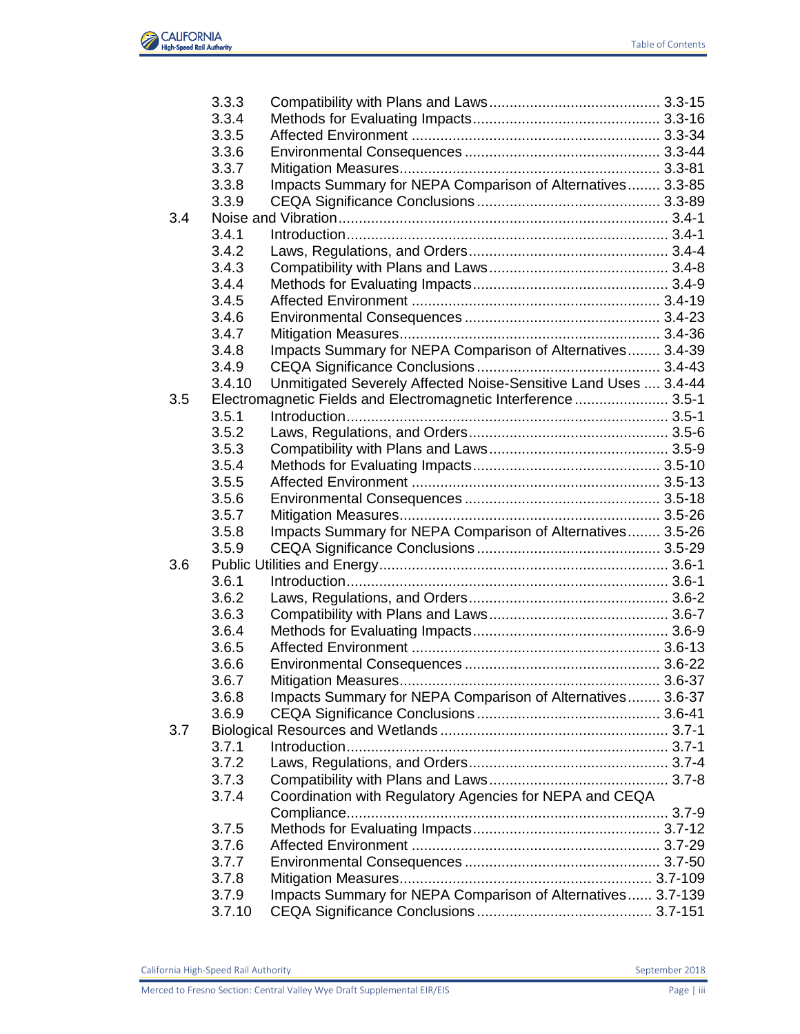| | | | |
|---|---|---|---|
| | 3.3.3 | Compatibility with Plans and Laws | 3.3-15 |
| | 3.3.4 | Methods for Evaluating Impacts | 3.3-16 |
| | 3.3.5 | Affected Environment | 3.3-34 |
| | 3.3.6 | Environmental Consequences | 3.3-44 |
| | 3.3.7 | Mitigation Measures | 3.3-81 |
| | 3.3.8 | Impacts Summary for NEPA Comparison of Alternatives | 3.3-85 |
| | 3.3.9 | CEQA Significance Conclusions | 3.3-89 |
| 3.4 | Noise and Vibration | | 3.4-1 |
| | 3.4.1 | Introduction | 3.4-1 |
| | 3.4.2 | Laws, Regulations, and Orders | 3.4-4 |
| | 3.4.3 | Compatibility with Plans and Laws | 3.4-8 |
| | 3.4.4 | Methods for Evaluating Impacts | 3.4-9 |
| | 3.4.5 | Affected Environment | 3.4-19 |
| | 3.4.6 | Environmental Consequences | 3.4-23 |
| | 3.4.7 | Mitigation Measures | 3.4-36 |
| | 3.4.8 | Impacts Summary for NEPA Comparison of Alternatives | 3.4-39 |
| | 3.4.9 | CEQA Significance Conclusions | 3.4-43 |
| | 3.4.10 | Unmitigated Severely Affected Noise-Sensitive Land Uses | 3.4-44 |
| 3.5 | Electromagnetic Fields and Electromagnetic Interference | | 3.5-1 |
| | 3.5.1 | Introduction | 3.5-1 |
| | 3.5.2 | Laws, Regulations, and Orders | 3.5-6 |
| | 3.5.3 | Compatibility with Plans and Laws | 3.5-9 |
| | 3.5.4 | Methods for Evaluating Impacts | 3.5-10 |
| | 3.5.5 | Affected Environment | 3.5-13 |
| | 3.5.6 | Environmental Consequences | 3.5-18 |
| | 3.5.7 | Mitigation Measures | 3.5-26 |
| | 3.5.8 | Impacts Summary for NEPA Comparison of Alternatives | 3.5-26 |
| | 3.5.9 | CEQA Significance Conclusions | 3.5-29 |
| 3.6 | Public Utilities and Energy | | 3.6-1 |
| | 3.6.1 | Introduction | 3.6-1 |
| | 3.6.2 | Laws, Regulations, and Orders | 3.6-2 |
| | 3.6.3 | Compatibility with Plans and Laws | 3.6-7 |
| | 3.6.4 | Methods for Evaluating Impacts | 3.6-9 |
| | 3.6.5 | Affected Environment | 3.6-13 |
| | 3.6.6 | Environmental Consequences | 3.6-22 |
| | 3.6.7 | Mitigation Measures | 3.6-37 |
| | 3.6.8 | Impacts Summary for NEPA Comparison of Alternatives | 3.6-37 |
| | 3.6.9 | CEQA Significance Conclusions | 3.6-41 |
| 3.7 | Biological Resources and Wetlands | | 3.7-1 |
| | 3.7.1 | Introduction | 3.7-1 |
| | 3.7.2 | Laws, Regulations, and Orders | 3.7-4 |
| | 3.7.3 | Compatibility with Plans and Laws | 3.7-8 |
| | 3.7.4 | Coordination with Regulatory Agencies for NEPA and CEQA Compliance | 3.7-9 |
| | 3.7.5 | Methods for Evaluating Impacts | 3.7-12 |
| | 3.7.6 | Affected Environment | 3.7-29 |
| | 3.7.7 | Environmental Consequences | 3.7-50 |
| | 3.7.8 | Mitigation Measures | 3.7-109 |
| | 3.7.9 | Impacts Summary for NEPA Comparison of Alternatives | 3.7-139 |
| | 3.7.10 | CEQA Significance Conclusions | 3.7-151 |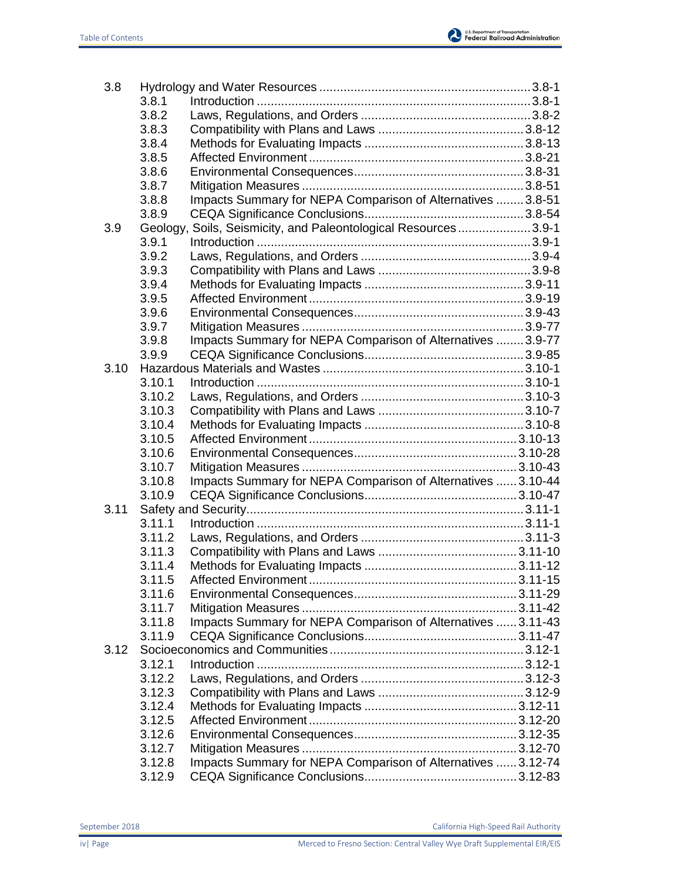| | | | |
|---|---|---|---|
| 3.8 | | Hydrology and Water Resources | 3.8-1 |
| | 3.8.1 | Introduction | 3.8-1 |
| | 3.8.2 | Laws, Regulations, and Orders | 3.8-2 |
| | 3.8.3 | Compatibility with Plans and Laws | 3.8-12 |
| | 3.8.4 | Methods for Evaluating Impacts | 3.8-13 |
| | 3.8.5 | Affected Environment | 3.8-21 |
| | 3.8.6 | Environmental Consequences | 3.8-31 |
| | 3.8.7 | Mitigation Measures | 3.8-51 |
| | 3.8.8 | Impacts Summary for NEPA Comparison of Alternatives | 3.8-51 |
| | 3.8.9 | CEQA Significance Conclusions | 3.8-54 |
| 3.9 | | Geology, Soils, Seismicity, and Paleontological Resources | 3.9-1 |
| | 3.9.1 | Introduction | 3.9-1 |
| | 3.9.2 | Laws, Regulations, and Orders | 3.9-4 |
| | 3.9.3 | Compatibility with Plans and Laws | 3.9-8 |
| | 3.9.4 | Methods for Evaluating Impacts | 3.9-11 |
| | 3.9.5 | Affected Environment | 3.9-19 |
| | 3.9.6 | Environmental Consequences | 3.9-43 |
| | 3.9.7 | Mitigation Measures | 3.9-77 |
| | 3.9.8 | Impacts Summary for NEPA Comparison of Alternatives | 3.9-77 |
| | 3.9.9 | CEQA Significance Conclusions | 3.9-85 |
| 3.10 | | Hazardous Materials and Wastes | 3.10-1 |
| | 3.10.1 | Introduction | 3.10-1 |
| | 3.10.2 | Laws, Regulations, and Orders | 3.10-3 |
| | 3.10.3 | Compatibility with Plans and Laws | 3.10-7 |
| | 3.10.4 | Methods for Evaluating Impacts | 3.10-8 |
| | 3.10.5 | Affected Environment | 3.10-13 |
| | 3.10.6 | Environmental Consequences | 3.10-28 |
| | 3.10.7 | Mitigation Measures | 3.10-43 |
| | 3.10.8 | Impacts Summary for NEPA Comparison of Alternatives | 3.10-44 |
| | 3.10.9 | CEQA Significance Conclusions | 3.10-47 |
| 3.11 | | Safety and Security | 3.11-1 |
| | 3.11.1 | Introduction | 3.11-1 |
| | 3.11.2 | Laws, Regulations, and Orders | 3.11-3 |
| | 3.11.3 | Compatibility with Plans and Laws | 3.11-10 |
| | 3.11.4 | Methods for Evaluating Impacts | 3.11-12 |
| | 3.11.5 | Affected Environment | 3.11-15 |
| | 3.11.6 | Environmental Consequences | 3.11-29 |
| | 3.11.7 | Mitigation Measures | 3.11-42 |
| | 3.11.8 | Impacts Summary for NEPA Comparison of Alternatives | 3.11-43 |
| | 3.11.9 | CEQA Significance Conclusions | 3.11-47 |
| 3.12 | | Socioeconomics and Communities | 3.12-1 |
| | 3.12.1 | Introduction | 3.12-1 |
| | 3.12.2 | Laws, Regulations, and Orders | 3.12-3 |
| | 3.12.3 | Compatibility with Plans and Laws | 3.12-9 |
| | 3.12.4 | Methods for Evaluating Impacts | 3.12-11 |
| | 3.12.5 | Affected Environment | 3.12-20 |
| | 3.12.6 | Environmental Consequences | 3.12-35 |
| | 3.12.7 | Mitigation Measures | 3.12-70 |
| | 3.12.8 | Impacts Summary for NEPA Comparison of Alternatives | 3.12-74 |
| | 3.12.9 | CEQA Significance Conclusions | 3.12-83 |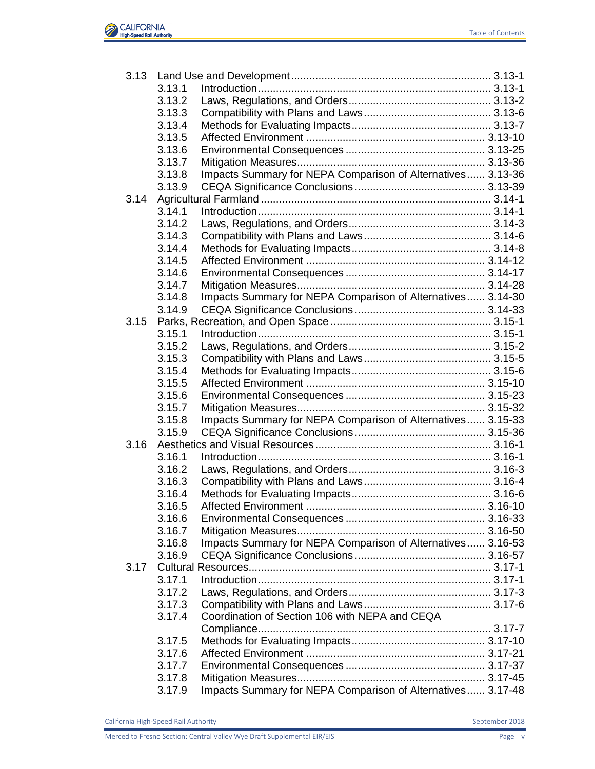| | | | |
|---|---|---|---|
| 3.13 | Land Use and Development | | 3.13-1 |
| | 3.13.1 | Introduction | 3.13-1 |
| | 3.13.2 | Laws, Regulations, and Orders | 3.13-2 |
| | 3.13.3 | Compatibility with Plans and Laws | 3.13-6 |
| | 3.13.4 | Methods for Evaluating Impacts | 3.13-7 |
| | 3.13.5 | Affected Environment | 3.13-10 |
| | 3.13.6 | Environmental Consequences | 3.13-25 |
| | 3.13.7 | Mitigation Measures | 3.13-36 |
| | 3.13.8 | Impacts Summary for NEPA Comparison of Alternatives | 3.13-36 |
| | 3.13.9 | CEQA Significance Conclusions | 3.13-39 |
| 3.14 | Agricultural Farmland | | 3.14-1 |
| | 3.14.1 | Introduction | 3.14-1 |
| | 3.14.2 | Laws, Regulations, and Orders | 3.14-3 |
| | 3.14.3 | Compatibility with Plans and Laws | 3.14-6 |
| | 3.14.4 | Methods for Evaluating Impacts | 3.14-8 |
| | 3.14.5 | Affected Environment | 3.14-12 |
| | 3.14.6 | Environmental Consequences | 3.14-17 |
| | 3.14.7 | Mitigation Measures | 3.14-28 |
| | 3.14.8 | Impacts Summary for NEPA Comparison of Alternatives | 3.14-30 |
| | 3.14.9 | CEQA Significance Conclusions | 3.14-33 |
| 3.15 | Parks, Recreation, and Open Space | | 3.15-1 |
| | 3.15.1 | Introduction | 3.15-1 |
| | 3.15.2 | Laws, Regulations, and Orders | 3.15-2 |
| | 3.15.3 | Compatibility with Plans and Laws | 3.15-5 |
| | 3.15.4 | Methods for Evaluating Impacts | 3.15-6 |
| | 3.15.5 | Affected Environment | 3.15-10 |
| | 3.15.6 | Environmental Consequences | 3.15-23 |
| | 3.15.7 | Mitigation Measures | 3.15-32 |
| | 3.15.8 | Impacts Summary for NEPA Comparison of Alternatives | 3.15-33 |
| | 3.15.9 | CEQA Significance Conclusions | 3.15-36 |
| 3.16 | Aesthetics and Visual Resources | | 3.16-1 |
| | 3.16.1 | Introduction | 3.16-1 |
| | 3.16.2 | Laws, Regulations, and Orders | 3.16-3 |
| | 3.16.3 | Compatibility with Plans and Laws | 3.16-4 |
| | 3.16.4 | Methods for Evaluating Impacts | 3.16-6 |
| | 3.16.5 | Affected Environment | 3.16-10 |
| | 3.16.6 | Environmental Consequences | 3.16-33 |
| | 3.16.7 | Mitigation Measures | 3.16-50 |
| | 3.16.8 | Impacts Summary for NEPA Comparison of Alternatives | 3.16-53 |
| | 3.16.9 | CEQA Significance Conclusions | 3.16-57 |
| 3.17 | Cultural Resources | | 3.17-1 |
| | 3.17.1 | Introduction | 3.17-1 |
| | 3.17.2 | Laws, Regulations, and Orders | 3.17-3 |
| | 3.17.3 | Compatibility with Plans and Laws | 3.17-6 |
| | 3.17.4 | Coordination of Section 106 with NEPA and CEQA Compliance | 3.17-7 |
| | 3.17.5 | Methods for Evaluating Impacts | 3.17-10 |
| | 3.17.6 | Affected Environment | 3.17-21 |
| | 3.17.7 | Environmental Consequences | 3.17-37 |
| | 3.17.8 | Mitigation Measures | 3.17-45 |
| | 3.17.9 | Impacts Summary for NEPA Comparison of Alternatives | 3.17-48 |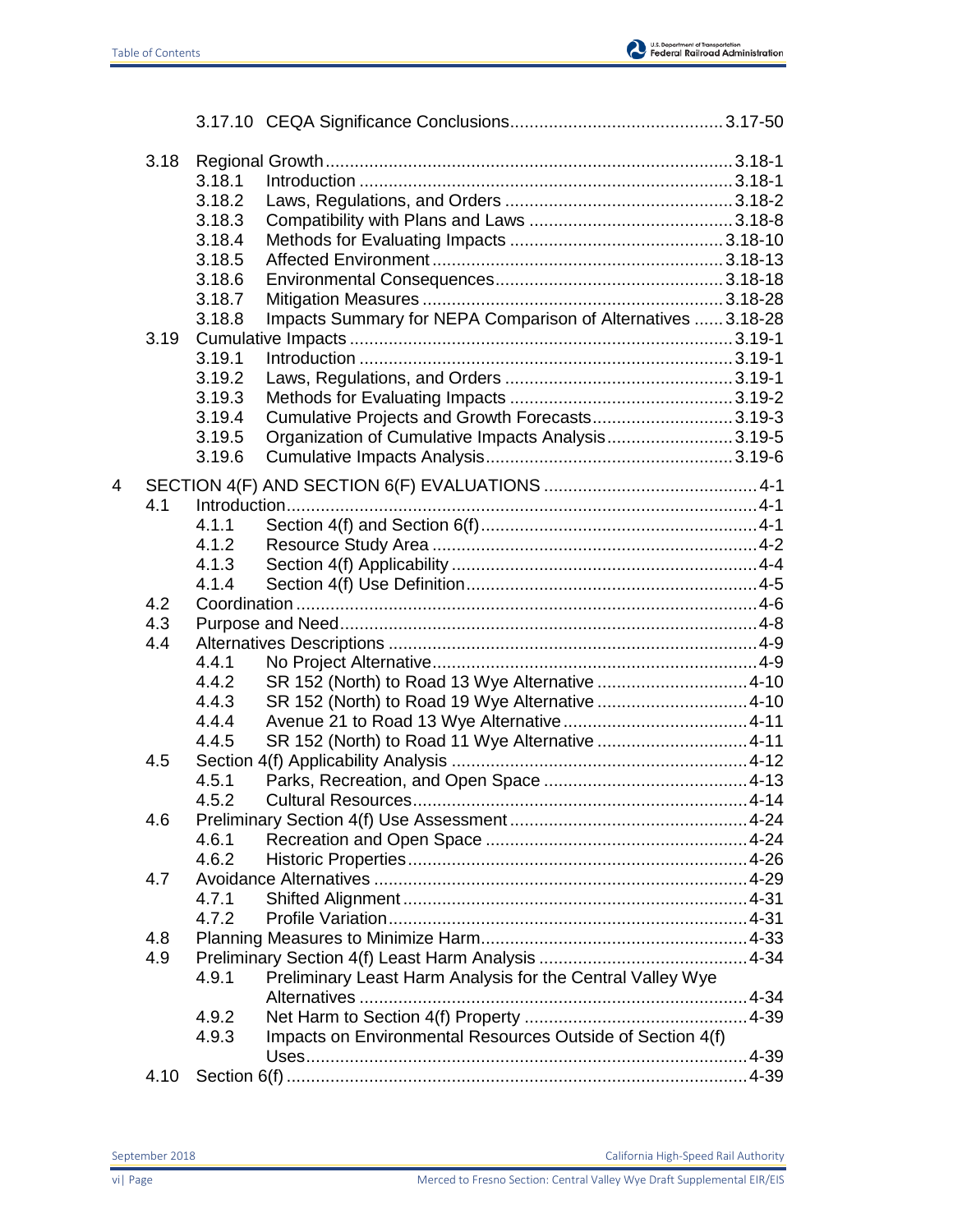3.17.10 CEQA Significance Conclusions ............................................ 3.17-50

3.18 Regional Growth ................................................................................... 3.18-1
- 3.18.1 Introduction ............................................................................ 3.18-1
- 3.18.2 Laws, Regulations, and Orders ............................................... 3.18-2
- 3.18.3 Compatibility with Plans and Laws .......................................... 3.18-8
- 3.18.4 Methods for Evaluating Impacts ............................................ 3.18-10
- 3.18.5 Affected Environment ............................................................ 3.18-13
- 3.18.6 Environmental Consequences ............................................... 3.18-18
- 3.18.7 Mitigation Measures ............................................................. 3.18-28
- 3.18.8 Impacts Summary for NEPA Comparison of Alternatives ...... 3.18-28

3.19 Cumulative Impacts .............................................................................. 3.19-1
- 3.19.1 Introduction ............................................................................ 3.19-1
- 3.19.2 Laws, Regulations, and Orders ............................................... 3.19-1
- 3.19.3 Methods for Evaluating Impacts .............................................. 3.19-2
- 3.19.4 Cumulative Projects and Growth Forecasts ............................. 3.19-3
- 3.19.5 Organization of Cumulative Impacts Analysis .......................... 3.19-5
- 3.19.6 Cumulative Impacts Analysis .................................................. 3.19-6

4 SECTION 4(F) AND SECTION 6(F) EVALUATIONS ........................................... 4-1

4.1 Introduction ................................................................................................ 4-1
- 4.1.1 Section 4(f) and Section 6(f) ......................................................... 4-1
- 4.1.2 Resource Study Area ................................................................... 4-2
- 4.1.3 Section 4(f) Applicability .............................................................. 4-4
- 4.1.4 Section 4(f) Use Definition ........................................................... 4-5

4.2 Coordination .............................................................................................. 4-6

4.3 Purpose and Need ..................................................................................... 4-8

4.4 Alternatives Descriptions ........................................................................... 4-9
- 4.4.1 No Project Alternative .................................................................. 4-9
- 4.4.2 SR 152 (North) to Road 13 Wye Alternative ............................... 4-10
- 4.4.3 SR 152 (North) to Road 19 Wye Alternative ............................... 4-10
- 4.4.4 Avenue 21 to Road 13 Wye Alternative ...................................... 4-11
- 4.4.5 SR 152 (North) to Road 11 Wye Alternative ............................... 4-11

4.5 Section 4(f) Applicability Analysis ............................................................ 4-12
- 4.5.1 Parks, Recreation, and Open Space .......................................... 4-13
- 4.5.2 Cultural Resources .................................................................... 4-14

4.6 Preliminary Section 4(f) Use Assessment ................................................ 4-24
- 4.6.1 Recreation and Open Space ..................................................... 4-24
- 4.6.2 Historic Properties ..................................................................... 4-26

4.7 Avoidance Alternatives ............................................................................ 4-29
- 4.7.1 Shifted Alignment ...................................................................... 4-31
- 4.7.2 Profile Variation ......................................................................... 4-31

4.8 Planning Measures to Minimize Harm ...................................................... 4-33

4.9 Preliminary Section 4(f) Least Harm Analysis .......................................... 4-34
- 4.9.1 Preliminary Least Harm Analysis for the Central Valley Wye Alternatives ............................................................................... 4-34
- 4.9.2 Net Harm to Section 4(f) Property .............................................. 4-39
- 4.9.3 Impacts on Environmental Resources Outside of Section 4(f) Uses ........................................................................................... 4-39

4.10 Section 6(f) .............................................................................................. 4-39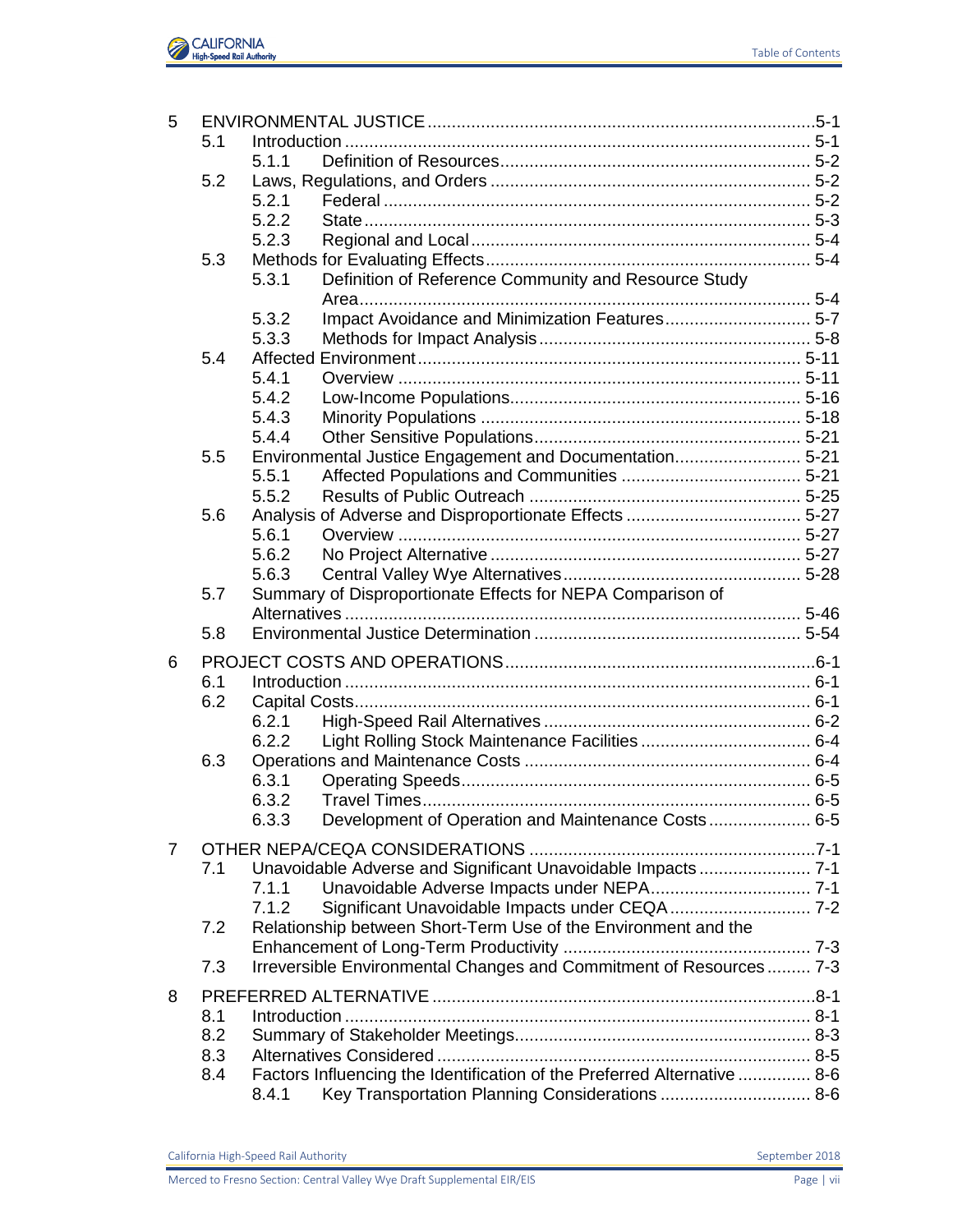| | | | |
|---|---|---|---|
| 5 | ENVIRONMENTAL JUSTICE | | 5-1 |
| | 5.1 | Introduction | 5-1 |
| | | 5.1.1 Definition of Resources | 5-2 |
| | 5.2 | Laws, Regulations, and Orders | 5-2 |
| | | 5.2.1 Federal | 5-2 |
| | | 5.2.2 State | 5-3 |
| | | 5.2.3 Regional and Local | 5-4 |
| | 5.3 | Methods for Evaluating Effects | 5-4 |
| | | 5.3.1 Definition of Reference Community and Resource Study Area | 5-4 |
| | | 5.3.2 Impact Avoidance and Minimization Features | 5-7 |
| | | 5.3.3 Methods for Impact Analysis | 5-8 |
| | 5.4 | Affected Environment | 5-11 |
| | | 5.4.1 Overview | 5-11 |
| | | 5.4.2 Low-Income Populations | 5-16 |
| | | 5.4.3 Minority Populations | 5-18 |
| | | 5.4.4 Other Sensitive Populations | 5-21 |
| | 5.5 | Environmental Justice Engagement and Documentation | 5-21 |
| | | 5.5.1 Affected Populations and Communities | 5-21 |
| | | 5.5.2 Results of Public Outreach | 5-25 |
| | 5.6 | Analysis of Adverse and Disproportionate Effects | 5-27 |
| | | 5.6.1 Overview | 5-27 |
| | | 5.6.2 No Project Alternative | 5-27 |
| | | 5.6.3 Central Valley Wye Alternatives | 5-28 |
| | 5.7 | Summary of Disproportionate Effects for NEPA Comparison of Alternatives | 5-46 |
| | 5.8 | Environmental Justice Determination | 5-54 |
| 6 | PROJECT COSTS AND OPERATIONS | | 6-1 |
| | 6.1 | Introduction | 6-1 |
| | 6.2 | Capital Costs | 6-1 |
| | | 6.2.1 High-Speed Rail Alternatives | 6-2 |
| | | 6.2.2 Light Rolling Stock Maintenance Facilities | 6-4 |
| | 6.3 | Operations and Maintenance Costs | 6-4 |
| | | 6.3.1 Operating Speeds | 6-5 |
| | | 6.3.2 Travel Times | 6-5 |
| | | 6.3.3 Development of Operation and Maintenance Costs | 6-5 |
| 7 | OTHER NEPA/CEQA CONSIDERATIONS | | 7-1 |
| | 7.1 | Unavoidable Adverse and Significant Unavoidable Impacts | 7-1 |
| | | 7.1.1 Unavoidable Adverse Impacts under NEPA | 7-1 |
| | | 7.1.2 Significant Unavoidable Impacts under CEQA | 7-2 |
| | 7.2 | Relationship between Short-Term Use of the Environment and the Enhancement of Long-Term Productivity | 7-3 |
| | 7.3 | Irreversible Environmental Changes and Commitment of Resources | 7-3 |
| 8 | PREFERRED ALTERNATIVE | | 8-1 |
| | 8.1 | Introduction | 8-1 |
| | 8.2 | Summary of Stakeholder Meetings | 8-3 |
| | 8.3 | Alternatives Considered | 8-5 |
| | 8.4 | Factors Influencing the Identification of the Preferred Alternative | 8-6 |
| | | 8.4.1 Key Transportation Planning Considerations | 8-6 |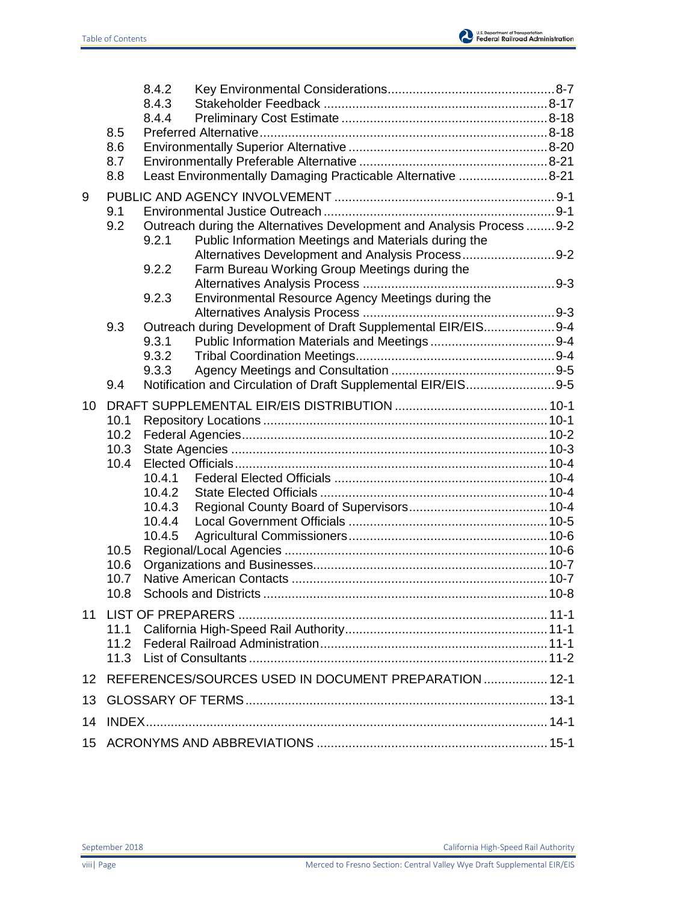8.4.2 Key Environmental Considerations .......... 8-7
8.4.3 Stakeholder Feedback .......... 8-17
8.4.4 Preliminary Cost Estimate .......... 8-18
8.5 Preferred Alternative .......... 8-18
8.6 Environmentally Superior Alternative .......... 8-20
8.7 Environmentally Preferable Alternative .......... 8-21
8.8 Least Environmentally Damaging Practicable Alternative .......... 8-21

9 PUBLIC AND AGENCY INVOLVEMENT .......... 9-1
9.1 Environmental Justice Outreach .......... 9-1
9.2 Outreach during the Alternatives Development and Analysis Process .......... 9-2
9.2.1 Public Information Meetings and Materials during the Alternatives Development and Analysis Process .......... 9-2
9.2.2 Farm Bureau Working Group Meetings during the Alternatives Analysis Process .......... 9-3
9.2.3 Environmental Resource Agency Meetings during the Alternatives Analysis Process .......... 9-3
9.3 Outreach during Development of Draft Supplemental EIR/EIS .......... 9-4
9.3.1 Public Information Materials and Meetings .......... 9-4
9.3.2 Tribal Coordination Meetings .......... 9-4
9.3.3 Agency Meetings and Consultation .......... 9-5
9.4 Notification and Circulation of Draft Supplemental EIR/EIS .......... 9-5

10 DRAFT SUPPLEMENTAL EIR/EIS DISTRIBUTION .......... 10-1
10.1 Repository Locations .......... 10-1
10.2 Federal Agencies .......... 10-2
10.3 State Agencies .......... 10-3
10.4 Elected Officials .......... 10-4
10.4.1 Federal Elected Officials .......... 10-4
10.4.2 State Elected Officials .......... 10-4
10.4.3 Regional County Board of Supervisors .......... 10-4
10.4.4 Local Government Officials .......... 10-5
10.4.5 Agricultural Commissioners .......... 10-6
10.5 Regional/Local Agencies .......... 10-6
10.6 Organizations and Businesses .......... 10-7
10.7 Native American Contacts .......... 10-7
10.8 Schools and Districts .......... 10-8

11 LIST OF PREPARERS .......... 11-1
11.1 California High-Speed Rail Authority .......... 11-1
11.2 Federal Railroad Administration .......... 11-1
11.3 List of Consultants .......... 11-2

12 REFERENCES/SOURCES USED IN DOCUMENT PREPARATION .......... 12-1

13 GLOSSARY OF TERMS .......... 13-1

14 INDEX .......... 14-1

15 ACRONYMS AND ABBREVIATIONS .......... 15-1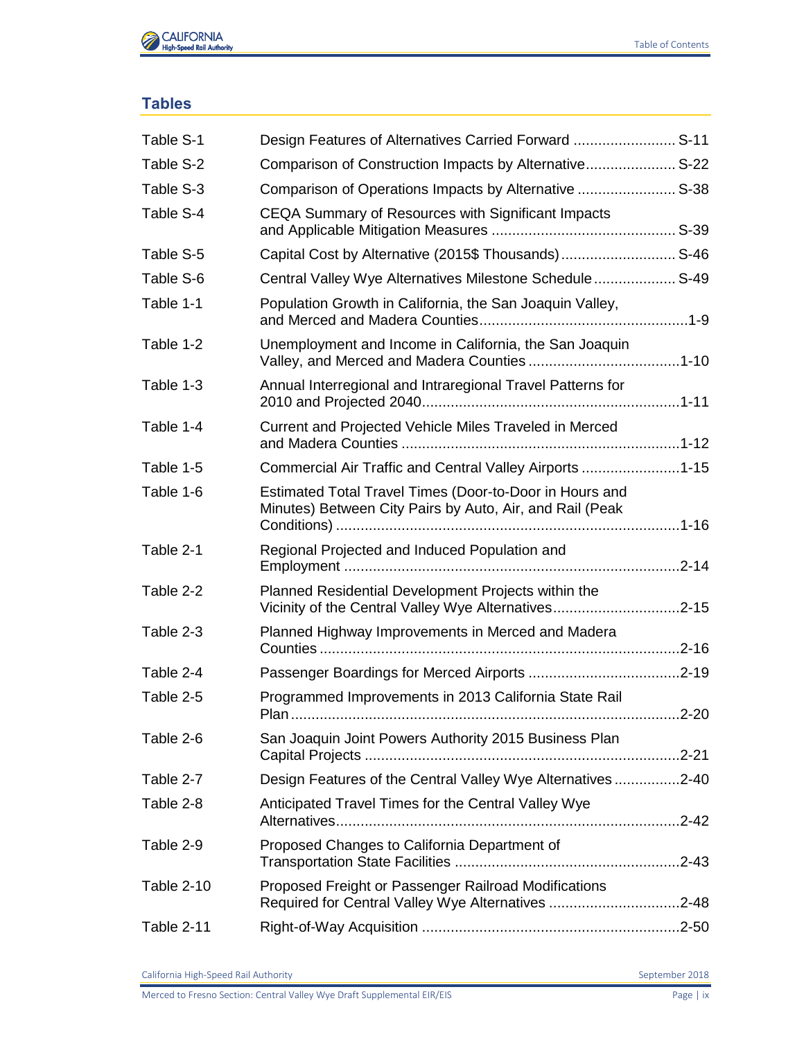## Tables

| | | |
|---|---|---|
| Table S-1 | Design Features of Alternatives Carried Forward | S-11 |
| Table S-2 | Comparison of Construction Impacts by Alternative | S-22 |
| Table S-3 | Comparison of Operations Impacts by Alternative | S-38 |
| Table S-4 | CEQA Summary of Resources with Significant Impacts and Applicable Mitigation Measures | S-39 |
| Table S-5 | Capital Cost by Alternative (2015$ Thousands) | S-46 |
| Table S-6 | Central Valley Wye Alternatives Milestone Schedule | S-49 |
| Table 1-1 | Population Growth in California, the San Joaquin Valley, and Merced and Madera Counties | 1-9 |
| Table 1-2 | Unemployment and Income in California, the San Joaquin Valley, and Merced and Madera Counties | 1-10 |
| Table 1-3 | Annual Interregional and Intraregional Travel Patterns for 2010 and Projected 2040 | 1-11 |
| Table 1-4 | Current and Projected Vehicle Miles Traveled in Merced and Madera Counties | 1-12 |
| Table 1-5 | Commercial Air Traffic and Central Valley Airports | 1-15 |
| Table 1-6 | Estimated Total Travel Times (Door-to-Door in Hours and Minutes) Between City Pairs by Auto, Air, and Rail (Peak Conditions) | 1-16 |
| Table 2-1 | Regional Projected and Induced Population and Employment | 2-14 |
| Table 2-2 | Planned Residential Development Projects within the Vicinity of the Central Valley Wye Alternatives | 2-15 |
| Table 2-3 | Planned Highway Improvements in Merced and Madera Counties | 2-16 |
| Table 2-4 | Passenger Boardings for Merced Airports | 2-19 |
| Table 2-5 | Programmed Improvements in 2013 California State Rail Plan | 2-20 |
| Table 2-6 | San Joaquin Joint Powers Authority 2015 Business Plan Capital Projects | 2-21 |
| Table 2-7 | Design Features of the Central Valley Wye Alternatives | 2-40 |
| Table 2-8 | Anticipated Travel Times for the Central Valley Wye Alternatives | 2-42 |
| Table 2-9 | Proposed Changes to California Department of Transportation State Facilities | 2-43 |
| Table 2-10 | Proposed Freight or Passenger Railroad Modifications Required for Central Valley Wye Alternatives | 2-48 |
| Table 2-11 | Right-of-Way Acquisition | 2-50 |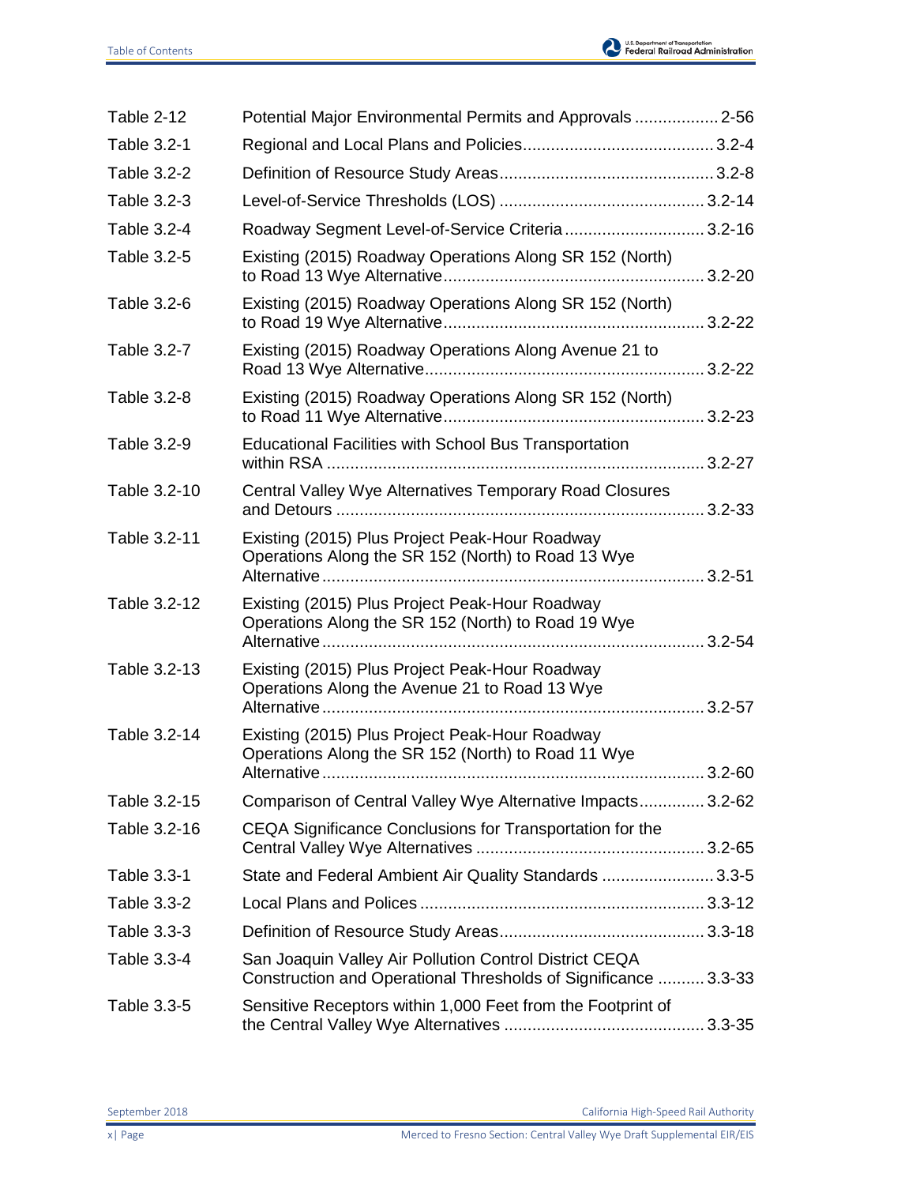| | | |
|---|---|---|
| Table 2-12 | Potential Major Environmental Permits and Approvals | 2-56 |
| Table 3.2-1 | Regional and Local Plans and Policies | 3.2-4 |
| Table 3.2-2 | Definition of Resource Study Areas | 3.2-8 |
| Table 3.2-3 | Level-of-Service Thresholds (LOS) | 3.2-14 |
| Table 3.2-4 | Roadway Segment Level-of-Service Criteria | 3.2-16 |
| Table 3.2-5 | Existing (2015) Roadway Operations Along SR 152 (North) to Road 13 Wye Alternative | 3.2-20 |
| Table 3.2-6 | Existing (2015) Roadway Operations Along SR 152 (North) to Road 19 Wye Alternative | 3.2-22 |
| Table 3.2-7 | Existing (2015) Roadway Operations Along Avenue 21 to Road 13 Wye Alternative | 3.2-22 |
| Table 3.2-8 | Existing (2015) Roadway Operations Along SR 152 (North) to Road 11 Wye Alternative | 3.2-23 |
| Table 3.2-9 | Educational Facilities with School Bus Transportation within RSA | 3.2-27 |
| Table 3.2-10 | Central Valley Wye Alternatives Temporary Road Closures and Detours | 3.2-33 |
| Table 3.2-11 | Existing (2015) Plus Project Peak-Hour Roadway Operations Along the SR 152 (North) to Road 13 Wye Alternative | 3.2-51 |
| Table 3.2-12 | Existing (2015) Plus Project Peak-Hour Roadway Operations Along the SR 152 (North) to Road 19 Wye Alternative | 3.2-54 |
| Table 3.2-13 | Existing (2015) Plus Project Peak-Hour Roadway Operations Along the Avenue 21 to Road 13 Wye Alternative | 3.2-57 |
| Table 3.2-14 | Existing (2015) Plus Project Peak-Hour Roadway Operations Along the SR 152 (North) to Road 11 Wye Alternative | 3.2-60 |
| Table 3.2-15 | Comparison of Central Valley Wye Alternative Impacts | 3.2-62 |
| Table 3.2-16 | CEQA Significance Conclusions for Transportation for the Central Valley Wye Alternatives | 3.2-65 |
| Table 3.3-1 | State and Federal Ambient Air Quality Standards | 3.3-5 |
| Table 3.3-2 | Local Plans and Polices | 3.3-12 |
| Table 3.3-3 | Definition of Resource Study Areas | 3.3-18 |
| Table 3.3-4 | San Joaquin Valley Air Pollution Control District CEQA Construction and Operational Thresholds of Significance | 3.3-33 |
| Table 3.3-5 | Sensitive Receptors within 1,000 Feet from the Footprint of the Central Valley Wye Alternatives | 3.3-35 |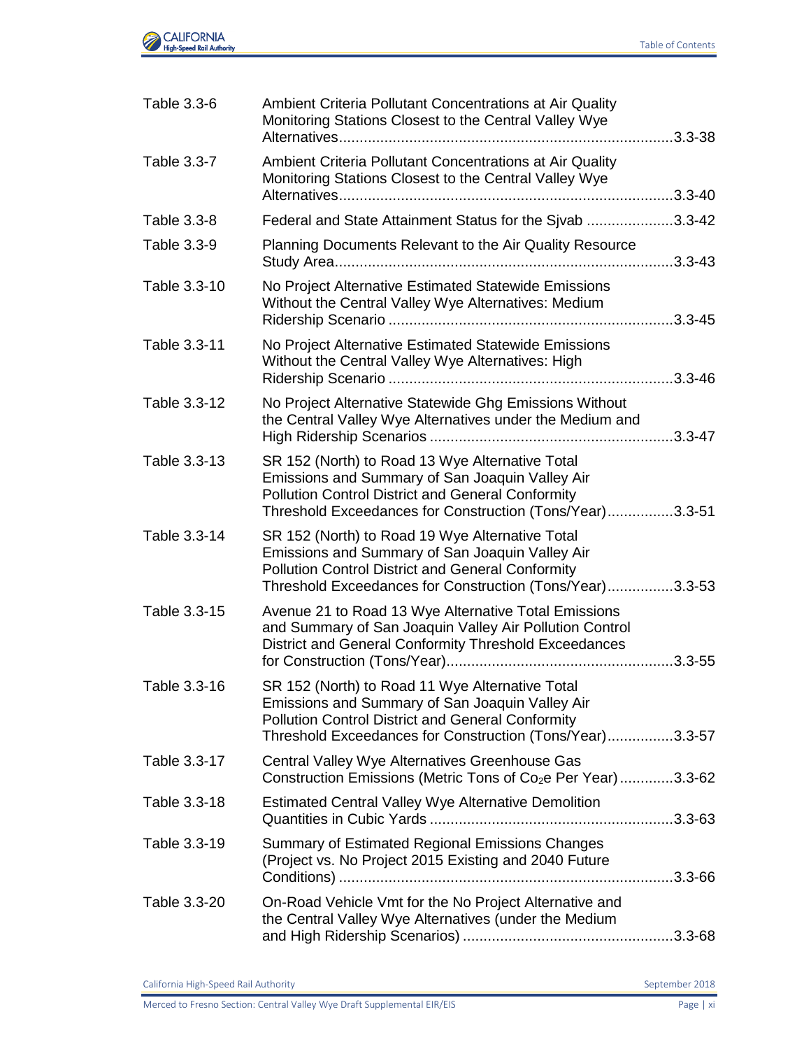| | | |
|---|---|---|
| Table 3.3-6 | Ambient Criteria Pollutant Concentrations at Air Quality Monitoring Stations Closest to the Central Valley Wye Alternatives | 3.3-38 |
| Table 3.3-7 | Ambient Criteria Pollutant Concentrations at Air Quality Monitoring Stations Closest to the Central Valley Wye Alternatives | 3.3-40 |
| Table 3.3-8 | Federal and State Attainment Status for the Sjvab | 3.3-42 |
| Table 3.3-9 | Planning Documents Relevant to the Air Quality Resource Study Area | 3.3-43 |
| Table 3.3-10 | No Project Alternative Estimated Statewide Emissions Without the Central Valley Wye Alternatives: Medium Ridership Scenario | 3.3-45 |
| Table 3.3-11 | No Project Alternative Estimated Statewide Emissions Without the Central Valley Wye Alternatives: High Ridership Scenario | 3.3-46 |
| Table 3.3-12 | No Project Alternative Statewide Ghg Emissions Without the Central Valley Wye Alternatives under the Medium and High Ridership Scenarios | 3.3-47 |
| Table 3.3-13 | SR 152 (North) to Road 13 Wye Alternative Total Emissions and Summary of San Joaquin Valley Air Pollution Control District and General Conformity Threshold Exceedances for Construction (Tons/Year) | 3.3-51 |
| Table 3.3-14 | SR 152 (North) to Road 19 Wye Alternative Total Emissions and Summary of San Joaquin Valley Air Pollution Control District and General Conformity Threshold Exceedances for Construction (Tons/Year) | 3.3-53 |
| Table 3.3-15 | Avenue 21 to Road 13 Wye Alternative Total Emissions and Summary of San Joaquin Valley Air Pollution Control District and General Conformity Threshold Exceedances for Construction (Tons/Year) | 3.3-55 |
| Table 3.3-16 | SR 152 (North) to Road 11 Wye Alternative Total Emissions and Summary of San Joaquin Valley Air Pollution Control District and General Conformity Threshold Exceedances for Construction (Tons/Year) | 3.3-57 |
| Table 3.3-17 | Central Valley Wye Alternatives Greenhouse Gas Construction Emissions (Metric Tons of $Co_2e$ Per Year) | 3.3-62 |
| Table 3.3-18 | Estimated Central Valley Wye Alternative Demolition Quantities in Cubic Yards | 3.3-63 |
| Table 3.3-19 | Summary of Estimated Regional Emissions Changes (Project vs. No Project 2015 Existing and 2040 Future Conditions) | 3.3-66 |
| Table 3.3-20 | On-Road Vehicle Vmt for the No Project Alternative and the Central Valley Wye Alternatives (under the Medium and High Ridership Scenarios) | 3.3-68 |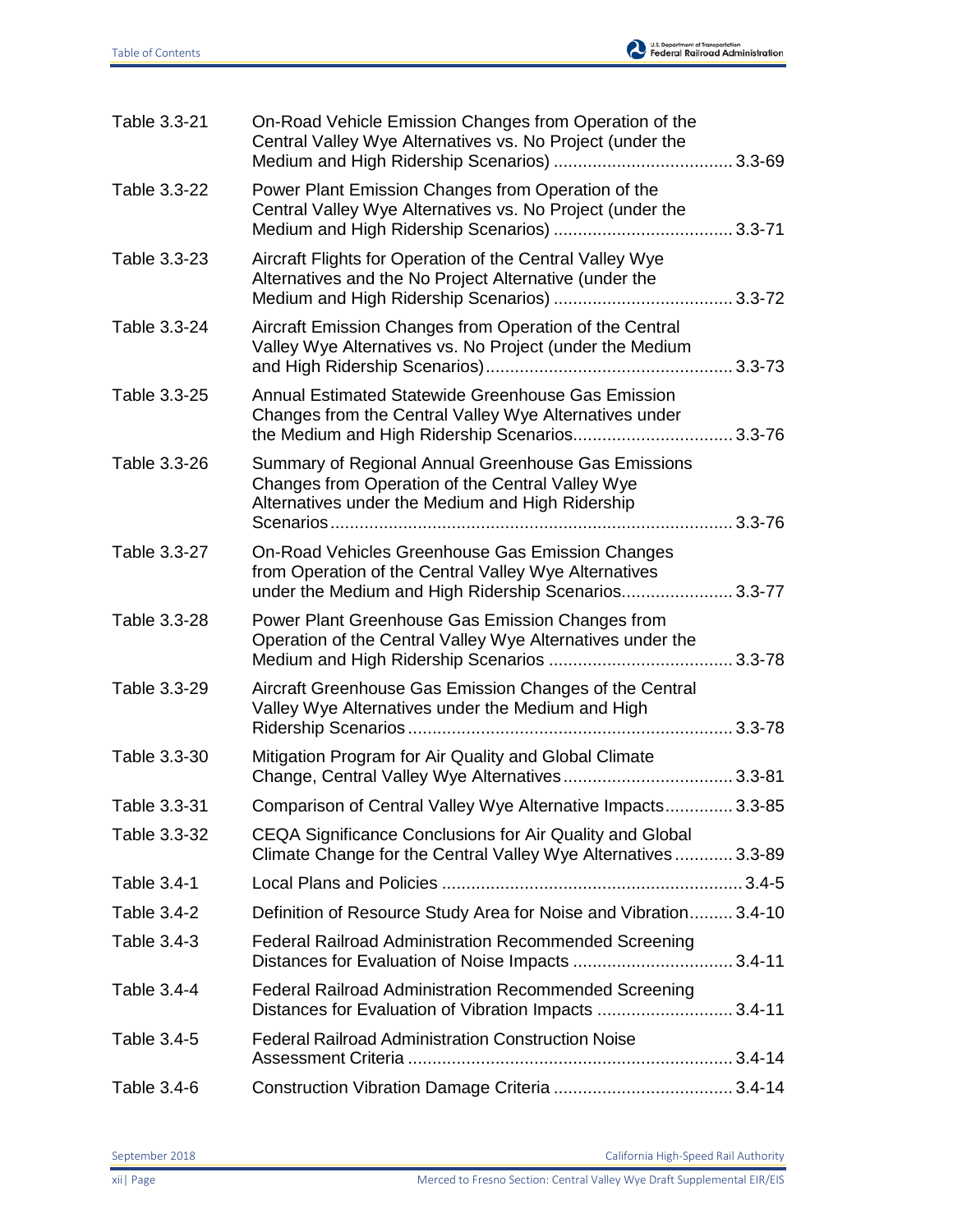| | | |
|---|---|---|
| Table 3.3-21 | On-Road Vehicle Emission Changes from Operation of the Central Valley Wye Alternatives vs. No Project (under the Medium and High Ridership Scenarios) | 3.3-69 |
| Table 3.3-22 | Power Plant Emission Changes from Operation of the Central Valley Wye Alternatives vs. No Project (under the Medium and High Ridership Scenarios) | 3.3-71 |
| Table 3.3-23 | Aircraft Flights for Operation of the Central Valley Wye Alternatives and the No Project Alternative (under the Medium and High Ridership Scenarios) | 3.3-72 |
| Table 3.3-24 | Aircraft Emission Changes from Operation of the Central Valley Wye Alternatives vs. No Project (under the Medium and High Ridership Scenarios) | 3.3-73 |
| Table 3.3-25 | Annual Estimated Statewide Greenhouse Gas Emission Changes from the Central Valley Wye Alternatives under the Medium and High Ridership Scenarios | 3.3-76 |
| Table 3.3-26 | Summary of Regional Annual Greenhouse Gas Emissions Changes from Operation of the Central Valley Wye Alternatives under the Medium and High Ridership Scenarios | 3.3-76 |
| Table 3.3-27 | On-Road Vehicles Greenhouse Gas Emission Changes from Operation of the Central Valley Wye Alternatives under the Medium and High Ridership Scenarios | 3.3-77 |
| Table 3.3-28 | Power Plant Greenhouse Gas Emission Changes from Operation of the Central Valley Wye Alternatives under the Medium and High Ridership Scenarios | 3.3-78 |
| Table 3.3-29 | Aircraft Greenhouse Gas Emission Changes of the Central Valley Wye Alternatives under the Medium and High Ridership Scenarios | 3.3-78 |
| Table 3.3-30 | Mitigation Program for Air Quality and Global Climate Change, Central Valley Wye Alternatives | 3.3-81 |
| Table 3.3-31 | Comparison of Central Valley Wye Alternative Impacts | 3.3-85 |
| Table 3.3-32 | CEQA Significance Conclusions for Air Quality and Global Climate Change for the Central Valley Wye Alternatives | 3.3-89 |
| Table 3.4-1 | Local Plans and Policies | 3.4-5 |
| Table 3.4-2 | Definition of Resource Study Area for Noise and Vibration | 3.4-10 |
| Table 3.4-3 | Federal Railroad Administration Recommended Screening Distances for Evaluation of Noise Impacts | 3.4-11 |
| Table 3.4-4 | Federal Railroad Administration Recommended Screening Distances for Evaluation of Vibration Impacts | 3.4-11 |
| Table 3.4-5 | Federal Railroad Administration Construction Noise Assessment Criteria | 3.4-14 |
| Table 3.4-6 | Construction Vibration Damage Criteria | 3.4-14 |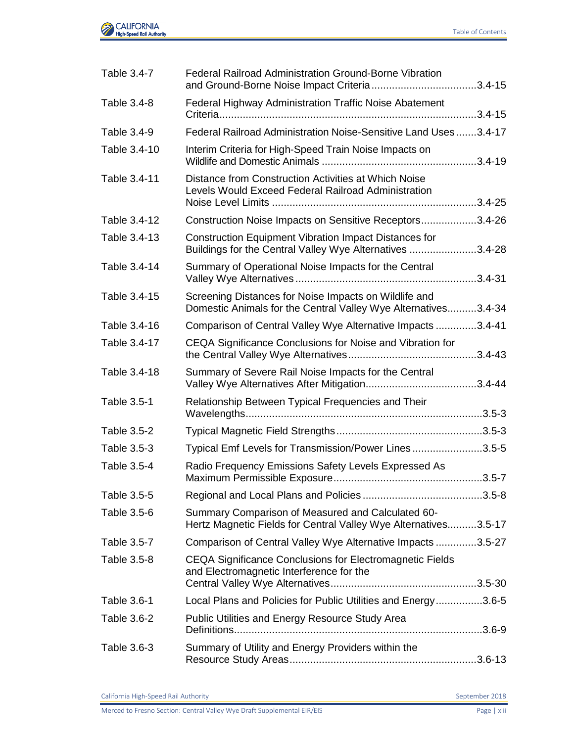| | | |
|---|---|---|
| Table 3.4-7 | Federal Railroad Administration Ground-Borne Vibration and Ground-Borne Noise Impact Criteria | 3.4-15 |
| Table 3.4-8 | Federal Highway Administration Traffic Noise Abatement Criteria | 3.4-15 |
| Table 3.4-9 | Federal Railroad Administration Noise-Sensitive Land Uses | 3.4-17 |
| Table 3.4-10 | Interim Criteria for High-Speed Train Noise Impacts on Wildlife and Domestic Animals | 3.4-19 |
| Table 3.4-11 | Distance from Construction Activities at Which Noise Levels Would Exceed Federal Railroad Administration Noise Level Limits | 3.4-25 |
| Table 3.4-12 | Construction Noise Impacts on Sensitive Receptors | 3.4-26 |
| Table 3.4-13 | Construction Equipment Vibration Impact Distances for Buildings for the Central Valley Wye Alternatives | 3.4-28 |
| Table 3.4-14 | Summary of Operational Noise Impacts for the Central Valley Wye Alternatives | 3.4-31 |
| Table 3.4-15 | Screening Distances for Noise Impacts on Wildlife and Domestic Animals for the Central Valley Wye Alternatives | 3.4-34 |
| Table 3.4-16 | Comparison of Central Valley Wye Alternative Impacts | 3.4-41 |
| Table 3.4-17 | CEQA Significance Conclusions for Noise and Vibration for the Central Valley Wye Alternatives | 3.4-43 |
| Table 3.4-18 | Summary of Severe Rail Noise Impacts for the Central Valley Wye Alternatives After Mitigation | 3.4-44 |
| Table 3.5-1 | Relationship Between Typical Frequencies and Their Wavelengths | 3.5-3 |
| Table 3.5-2 | Typical Magnetic Field Strengths | 3.5-3 |
| Table 3.5-3 | Typical Emf Levels for Transmission/Power Lines | 3.5-5 |
| Table 3.5-4 | Radio Frequency Emissions Safety Levels Expressed As Maximum Permissible Exposure | 3.5-7 |
| Table 3.5-5 | Regional and Local Plans and Policies | 3.5-8 |
| Table 3.5-6 | Summary Comparison of Measured and Calculated 60-Hertz Magnetic Fields for Central Valley Wye Alternatives | 3.5-17 |
| Table 3.5-7 | Comparison of Central Valley Wye Alternative Impacts | 3.5-27 |
| Table 3.5-8 | CEQA Significance Conclusions for Electromagnetic Fields and Electromagnetic Interference for the Central Valley Wye Alternatives | 3.5-30 |
| Table 3.6-1 | Local Plans and Policies for Public Utilities and Energy | 3.6-5 |
| Table 3.6-2 | Public Utilities and Energy Resource Study Area Definitions | 3.6-9 |
| Table 3.6-3 | Summary of Utility and Energy Providers within the Resource Study Areas | 3.6-13 |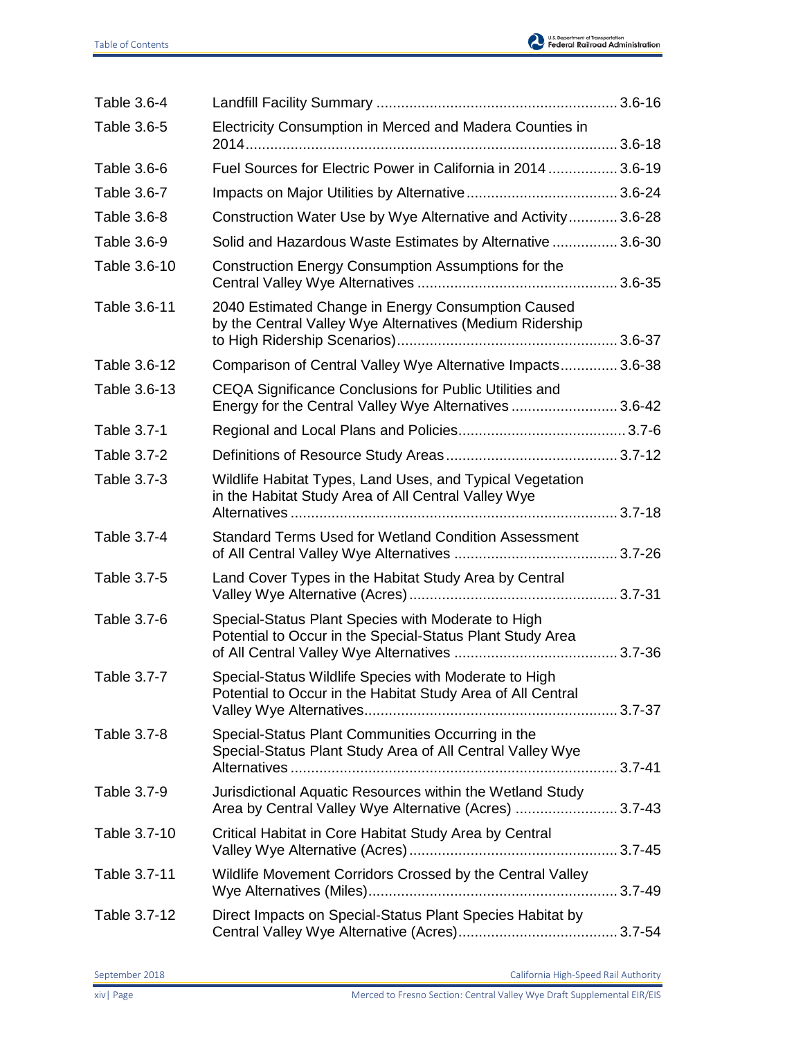| | | |
|---|---|---|
| Table 3.6-4 | Landfill Facility Summary | 3.6-16 |
| Table 3.6-5 | Electricity Consumption in Merced and Madera Counties in 2014 | 3.6-18 |
| Table 3.6-6 | Fuel Sources for Electric Power in California in 2014 | 3.6-19 |
| Table 3.6-7 | Impacts on Major Utilities by Alternative | 3.6-24 |
| Table 3.6-8 | Construction Water Use by Wye Alternative and Activity | 3.6-28 |
| Table 3.6-9 | Solid and Hazardous Waste Estimates by Alternative | 3.6-30 |
| Table 3.6-10 | Construction Energy Consumption Assumptions for the Central Valley Wye Alternatives | 3.6-35 |
| Table 3.6-11 | 2040 Estimated Change in Energy Consumption Caused by the Central Valley Wye Alternatives (Medium Ridership to High Ridership Scenarios) | 3.6-37 |
| Table 3.6-12 | Comparison of Central Valley Wye Alternative Impacts | 3.6-38 |
| Table 3.6-13 | CEQA Significance Conclusions for Public Utilities and Energy for the Central Valley Wye Alternatives | 3.6-42 |
| Table 3.7-1 | Regional and Local Plans and Policies | 3.7-6 |
| Table 3.7-2 | Definitions of Resource Study Areas | 3.7-12 |
| Table 3.7-3 | Wildlife Habitat Types, Land Uses, and Typical Vegetation in the Habitat Study Area of All Central Valley Wye Alternatives | 3.7-18 |
| Table 3.7-4 | Standard Terms Used for Wetland Condition Assessment of All Central Valley Wye Alternatives | 3.7-26 |
| Table 3.7-5 | Land Cover Types in the Habitat Study Area by Central Valley Wye Alternative (Acres) | 3.7-31 |
| Table 3.7-6 | Special-Status Plant Species with Moderate to High Potential to Occur in the Special-Status Plant Study Area of All Central Valley Wye Alternatives | 3.7-36 |
| Table 3.7-7 | Special-Status Wildlife Species with Moderate to High Potential to Occur in the Habitat Study Area of All Central Valley Wye Alternatives | 3.7-37 |
| Table 3.7-8 | Special-Status Plant Communities Occurring in the Special-Status Plant Study Area of All Central Valley Wye Alternatives | 3.7-41 |
| Table 3.7-9 | Jurisdictional Aquatic Resources within the Wetland Study Area by Central Valley Wye Alternative (Acres) | 3.7-43 |
| Table 3.7-10 | Critical Habitat in Core Habitat Study Area by Central Valley Wye Alternative (Acres) | 3.7-45 |
| Table 3.7-11 | Wildlife Movement Corridors Crossed by the Central Valley Wye Alternatives (Miles) | 3.7-49 |
| Table 3.7-12 | Direct Impacts on Special-Status Plant Species Habitat by Central Valley Wye Alternative (Acres) | 3.7-54 |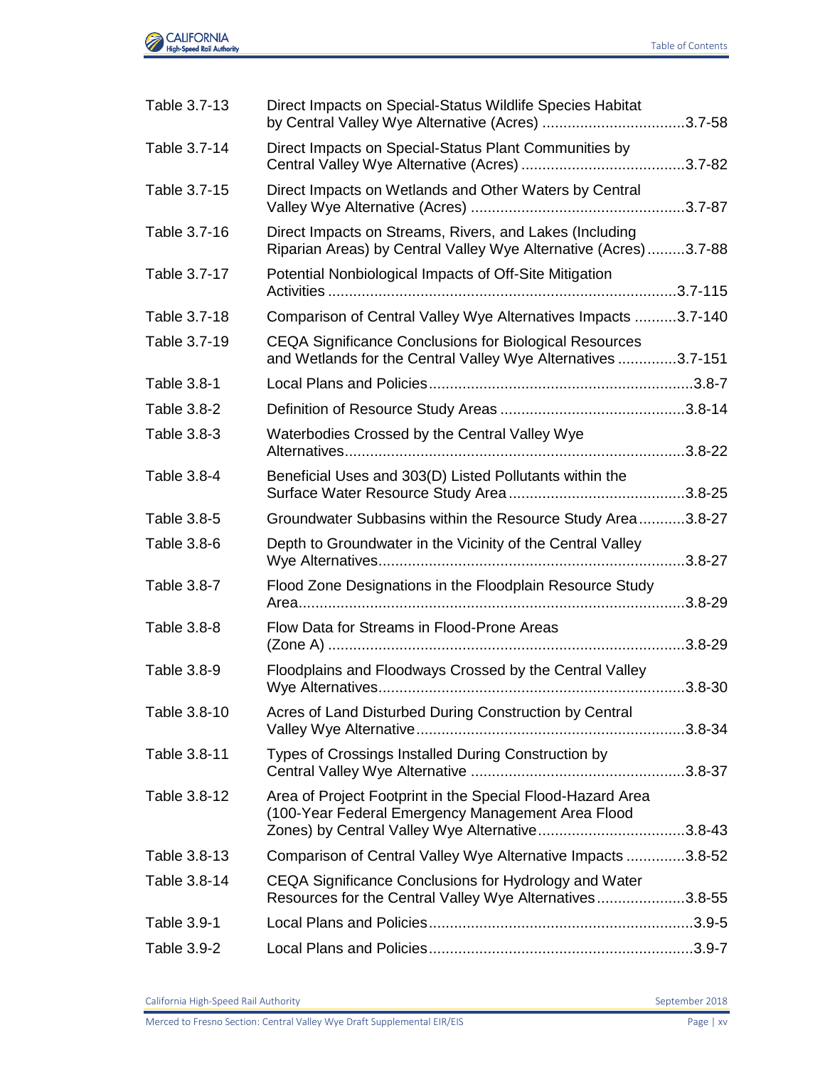| | | |
|---|---|---|
| Table 3.7-13 | Direct Impacts on Special-Status Wildlife Species Habitat by Central Valley Wye Alternative (Acres) | 3.7-58 |
| Table 3.7-14 | Direct Impacts on Special-Status Plant Communities by Central Valley Wye Alternative (Acres) | 3.7-82 |
| Table 3.7-15 | Direct Impacts on Wetlands and Other Waters by Central Valley Wye Alternative (Acres) | 3.7-87 |
| Table 3.7-16 | Direct Impacts on Streams, Rivers, and Lakes (Including Riparian Areas) by Central Valley Wye Alternative (Acres) | 3.7-88 |
| Table 3.7-17 | Potential Nonbiological Impacts of Off-Site Mitigation Activities | 3.7-115 |
| Table 3.7-18 | Comparison of Central Valley Wye Alternatives Impacts | 3.7-140 |
| Table 3.7-19 | CEQA Significance Conclusions for Biological Resources and Wetlands for the Central Valley Wye Alternatives | 3.7-151 |
| Table 3.8-1 | Local Plans and Policies | 3.8-7 |
| Table 3.8-2 | Definition of Resource Study Areas | 3.8-14 |
| Table 3.8-3 | Waterbodies Crossed by the Central Valley Wye Alternatives | 3.8-22 |
| Table 3.8-4 | Beneficial Uses and 303(D) Listed Pollutants within the Surface Water Resource Study Area | 3.8-25 |
| Table 3.8-5 | Groundwater Subbasins within the Resource Study Area | 3.8-27 |
| Table 3.8-6 | Depth to Groundwater in the Vicinity of the Central Valley Wye Alternatives | 3.8-27 |
| Table 3.8-7 | Flood Zone Designations in the Floodplain Resource Study Area | 3.8-29 |
| Table 3.8-8 | Flow Data for Streams in Flood-Prone Areas (Zone A) | 3.8-29 |
| Table 3.8-9 | Floodplains and Floodways Crossed by the Central Valley Wye Alternatives | 3.8-30 |
| Table 3.8-10 | Acres of Land Disturbed During Construction by Central Valley Wye Alternative | 3.8-34 |
| Table 3.8-11 | Types of Crossings Installed During Construction by Central Valley Wye Alternative | 3.8-37 |
| Table 3.8-12 | Area of Project Footprint in the Special Flood-Hazard Area (100-Year Federal Emergency Management Area Flood Zones) by Central Valley Wye Alternative | 3.8-43 |
| Table 3.8-13 | Comparison of Central Valley Wye Alternative Impacts | 3.8-52 |
| Table 3.8-14 | CEQA Significance Conclusions for Hydrology and Water Resources for the Central Valley Wye Alternatives | 3.8-55 |
| Table 3.9-1 | Local Plans and Policies | 3.9-5 |
| Table 3.9-2 | Local Plans and Policies | 3.9-7 |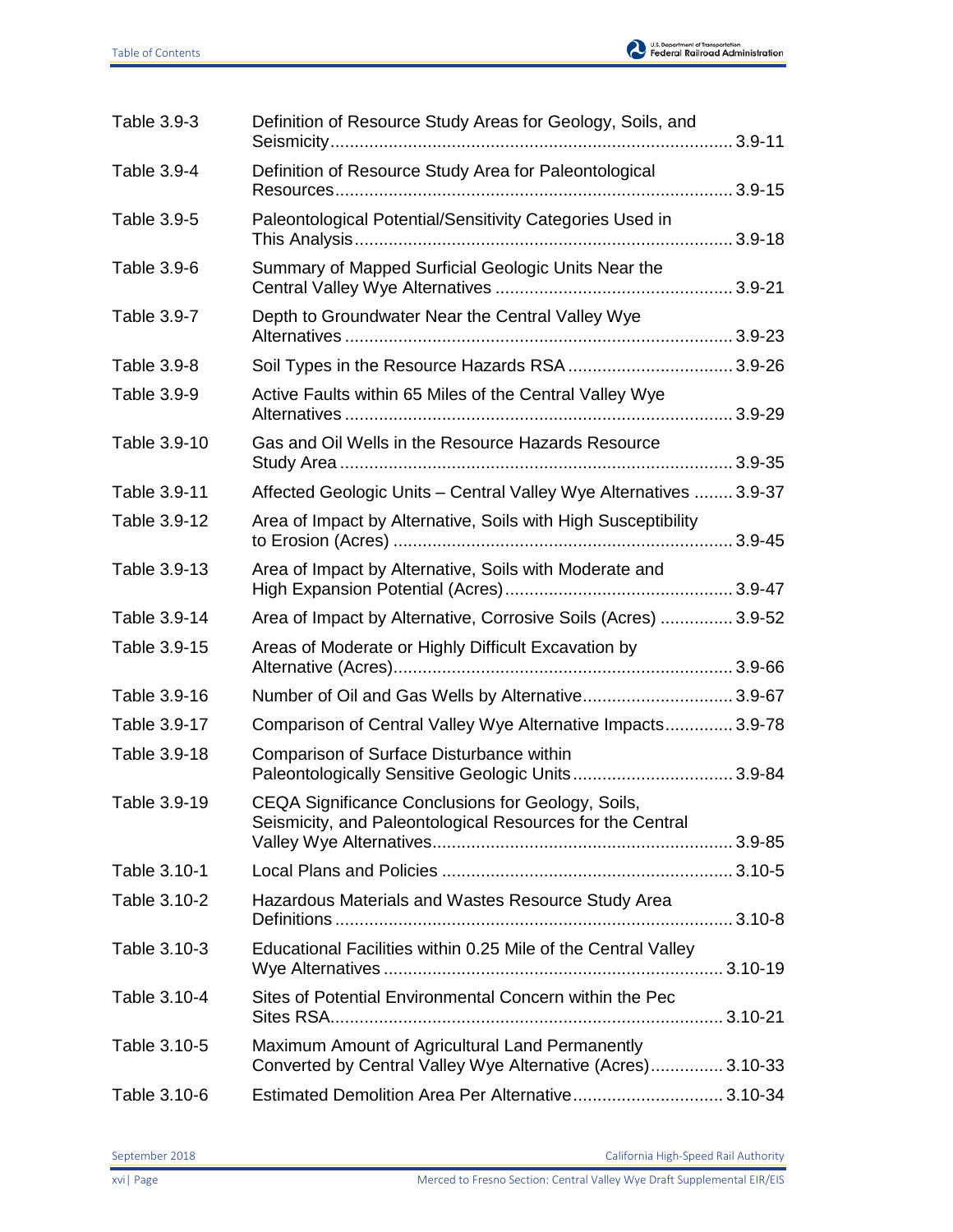| | | |
|---|---|---|
| Table 3.9-3 | Definition of Resource Study Areas for Geology, Soils, and Seismicity | 3.9-11 |
| Table 3.9-4 | Definition of Resource Study Area for Paleontological Resources | 3.9-15 |
| Table 3.9-5 | Paleontological Potential/Sensitivity Categories Used in This Analysis | 3.9-18 |
| Table 3.9-6 | Summary of Mapped Surficial Geologic Units Near the Central Valley Wye Alternatives | 3.9-21 |
| Table 3.9-7 | Depth to Groundwater Near the Central Valley Wye Alternatives | 3.9-23 |
| Table 3.9-8 | Soil Types in the Resource Hazards RSA | 3.9-26 |
| Table 3.9-9 | Active Faults within 65 Miles of the Central Valley Wye Alternatives | 3.9-29 |
| Table 3.9-10 | Gas and Oil Wells in the Resource Hazards Resource Study Area | 3.9-35 |
| Table 3.9-11 | Affected Geologic Units – Central Valley Wye Alternatives | 3.9-37 |
| Table 3.9-12 | Area of Impact by Alternative, Soils with High Susceptibility to Erosion (Acres) | 3.9-45 |
| Table 3.9-13 | Area of Impact by Alternative, Soils with Moderate and High Expansion Potential (Acres) | 3.9-47 |
| Table 3.9-14 | Area of Impact by Alternative, Corrosive Soils (Acres) | 3.9-52 |
| Table 3.9-15 | Areas of Moderate or Highly Difficult Excavation by Alternative (Acres) | 3.9-66 |
| Table 3.9-16 | Number of Oil and Gas Wells by Alternative | 3.9-67 |
| Table 3.9-17 | Comparison of Central Valley Wye Alternative Impacts | 3.9-78 |
| Table 3.9-18 | Comparison of Surface Disturbance within Paleontologically Sensitive Geologic Units | 3.9-84 |
| Table 3.9-19 | CEQA Significance Conclusions for Geology, Soils, Seismicity, and Paleontological Resources for the Central Valley Wye Alternatives | 3.9-85 |
| Table 3.10-1 | Local Plans and Policies | 3.10-5 |
| Table 3.10-2 | Hazardous Materials and Wastes Resource Study Area Definitions | 3.10-8 |
| Table 3.10-3 | Educational Facilities within 0.25 Mile of the Central Valley Wye Alternatives | 3.10-19 |
| Table 3.10-4 | Sites of Potential Environmental Concern within the Pec Sites RSA | 3.10-21 |
| Table 3.10-5 | Maximum Amount of Agricultural Land Permanently Converted by Central Valley Wye Alternative (Acres) | 3.10-33 |
| Table 3.10-6 | Estimated Demolition Area Per Alternative | 3.10-34 |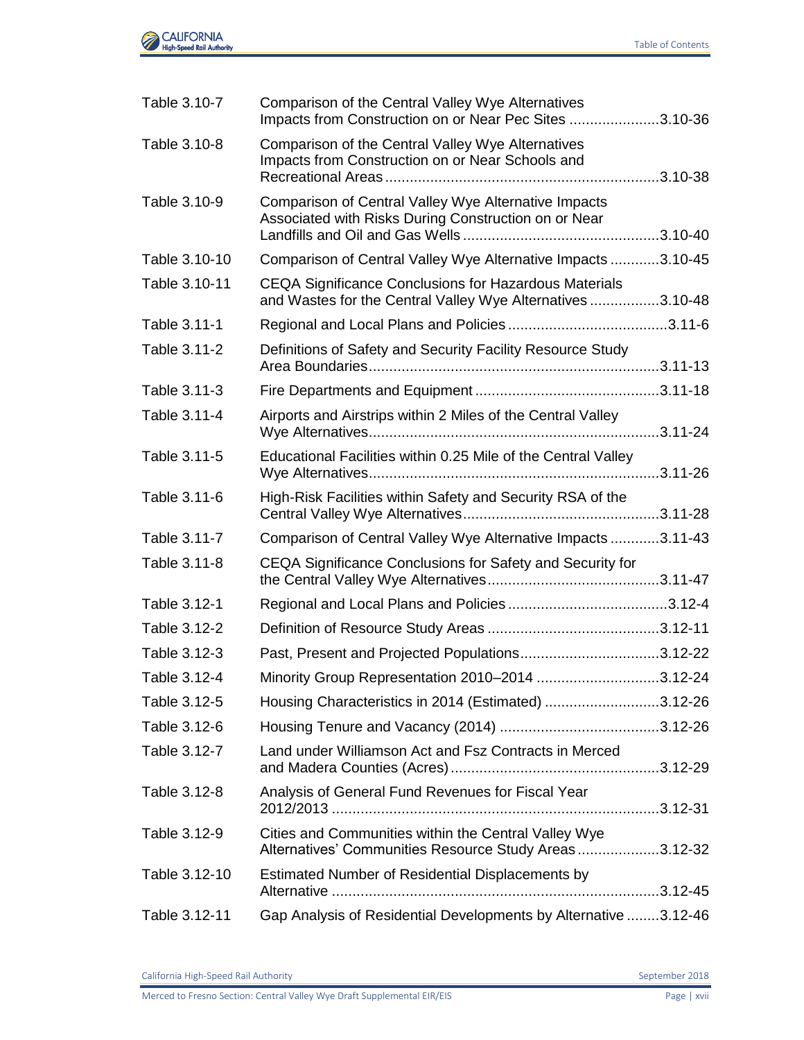| | | |
|---|---|---|
| Table 3.10-7 | Comparison of the Central Valley Wye Alternatives Impacts from Construction on or Near Pec Sites | 3.10-36 |
| Table 3.10-8 | Comparison of the Central Valley Wye Alternatives Impacts from Construction on or Near Schools and Recreational Areas | 3.10-38 |
| Table 3.10-9 | Comparison of Central Valley Wye Alternative Impacts Associated with Risks During Construction on or Near Landfills and Oil and Gas Wells | 3.10-40 |
| Table 3.10-10 | Comparison of Central Valley Wye Alternative Impacts | 3.10-45 |
| Table 3.10-11 | CEQA Significance Conclusions for Hazardous Materials and Wastes for the Central Valley Wye Alternatives | 3.10-48 |
| Table 3.11-1 | Regional and Local Plans and Policies | 3.11-6 |
| Table 3.11-2 | Definitions of Safety and Security Facility Resource Study Area Boundaries | 3.11-13 |
| Table 3.11-3 | Fire Departments and Equipment | 3.11-18 |
| Table 3.11-4 | Airports and Airstrips within 2 Miles of the Central Valley Wye Alternatives | 3.11-24 |
| Table 3.11-5 | Educational Facilities within 0.25 Mile of the Central Valley Wye Alternatives | 3.11-26 |
| Table 3.11-6 | High-Risk Facilities within Safety and Security RSA of the Central Valley Wye Alternatives | 3.11-28 |
| Table 3.11-7 | Comparison of Central Valley Wye Alternative Impacts | 3.11-43 |
| Table 3.11-8 | CEQA Significance Conclusions for Safety and Security for the Central Valley Wye Alternatives | 3.11-47 |
| Table 3.12-1 | Regional and Local Plans and Policies | 3.12-4 |
| Table 3.12-2 | Definition of Resource Study Areas | 3.12-11 |
| Table 3.12-3 | Past, Present and Projected Populations | 3.12-22 |
| Table 3.12-4 | Minority Group Representation 2010–2014 | 3.12-24 |
| Table 3.12-5 | Housing Characteristics in 2014 (Estimated) | 3.12-26 |
| Table 3.12-6 | Housing Tenure and Vacancy (2014) | 3.12-26 |
| Table 3.12-7 | Land under Williamson Act and Fsz Contracts in Merced and Madera Counties (Acres) | 3.12-29 |
| Table 3.12-8 | Analysis of General Fund Revenues for Fiscal Year 2012/2013 | 3.12-31 |
| Table 3.12-9 | Cities and Communities within the Central Valley Wye Alternatives' Communities Resource Study Areas | 3.12-32 |
| Table 3.12-10 | Estimated Number of Residential Displacements by Alternative | 3.12-45 |
| Table 3.12-11 | Gap Analysis of Residential Developments by Alternative | 3.12-46 |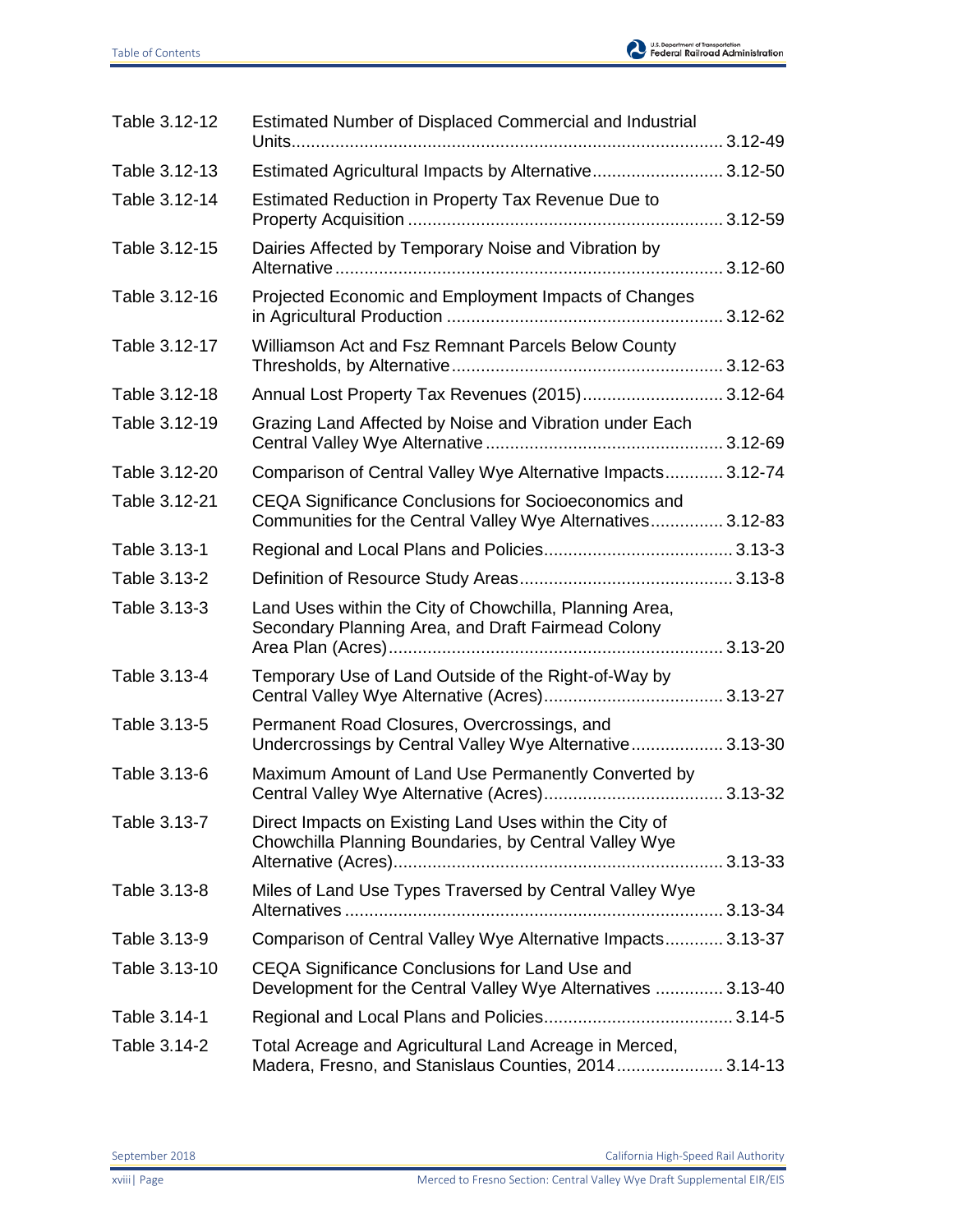| | | |
|---|---|---|
| Table 3.12-12 | Estimated Number of Displaced Commercial and Industrial Units | 3.12-49 |
| Table 3.12-13 | Estimated Agricultural Impacts by Alternative | 3.12-50 |
| Table 3.12-14 | Estimated Reduction in Property Tax Revenue Due to Property Acquisition | 3.12-59 |
| Table 3.12-15 | Dairies Affected by Temporary Noise and Vibration by Alternative | 3.12-60 |
| Table 3.12-16 | Projected Economic and Employment Impacts of Changes in Agricultural Production | 3.12-62 |
| Table 3.12-17 | Williamson Act and Fsz Remnant Parcels Below County Thresholds, by Alternative | 3.12-63 |
| Table 3.12-18 | Annual Lost Property Tax Revenues (2015) | 3.12-64 |
| Table 3.12-19 | Grazing Land Affected by Noise and Vibration under Each Central Valley Wye Alternative | 3.12-69 |
| Table 3.12-20 | Comparison of Central Valley Wye Alternative Impacts | 3.12-74 |
| Table 3.12-21 | CEQA Significance Conclusions for Socioeconomics and Communities for the Central Valley Wye Alternatives | 3.12-83 |
| Table 3.13-1 | Regional and Local Plans and Policies | 3.13-3 |
| Table 3.13-2 | Definition of Resource Study Areas | 3.13-8 |
| Table 3.13-3 | Land Uses within the City of Chowchilla, Planning Area, Secondary Planning Area, and Draft Fairmead Colony Area Plan (Acres) | 3.13-20 |
| Table 3.13-4 | Temporary Use of Land Outside of the Right-of-Way by Central Valley Wye Alternative (Acres) | 3.13-27 |
| Table 3.13-5 | Permanent Road Closures, Overcrossings, and Undercrossings by Central Valley Wye Alternative | 3.13-30 |
| Table 3.13-6 | Maximum Amount of Land Use Permanently Converted by Central Valley Wye Alternative (Acres) | 3.13-32 |
| Table 3.13-7 | Direct Impacts on Existing Land Uses within the City of Chowchilla Planning Boundaries, by Central Valley Wye Alternative (Acres) | 3.13-33 |
| Table 3.13-8 | Miles of Land Use Types Traversed by Central Valley Wye Alternatives | 3.13-34 |
| Table 3.13-9 | Comparison of Central Valley Wye Alternative Impacts | 3.13-37 |
| Table 3.13-10 | CEQA Significance Conclusions for Land Use and Development for the Central Valley Wye Alternatives | 3.13-40 |
| Table 3.14-1 | Regional and Local Plans and Policies | 3.14-5 |
| Table 3.14-2 | Total Acreage and Agricultural Land Acreage in Merced, Madera, Fresno, and Stanislaus Counties, 2014 | 3.14-13 |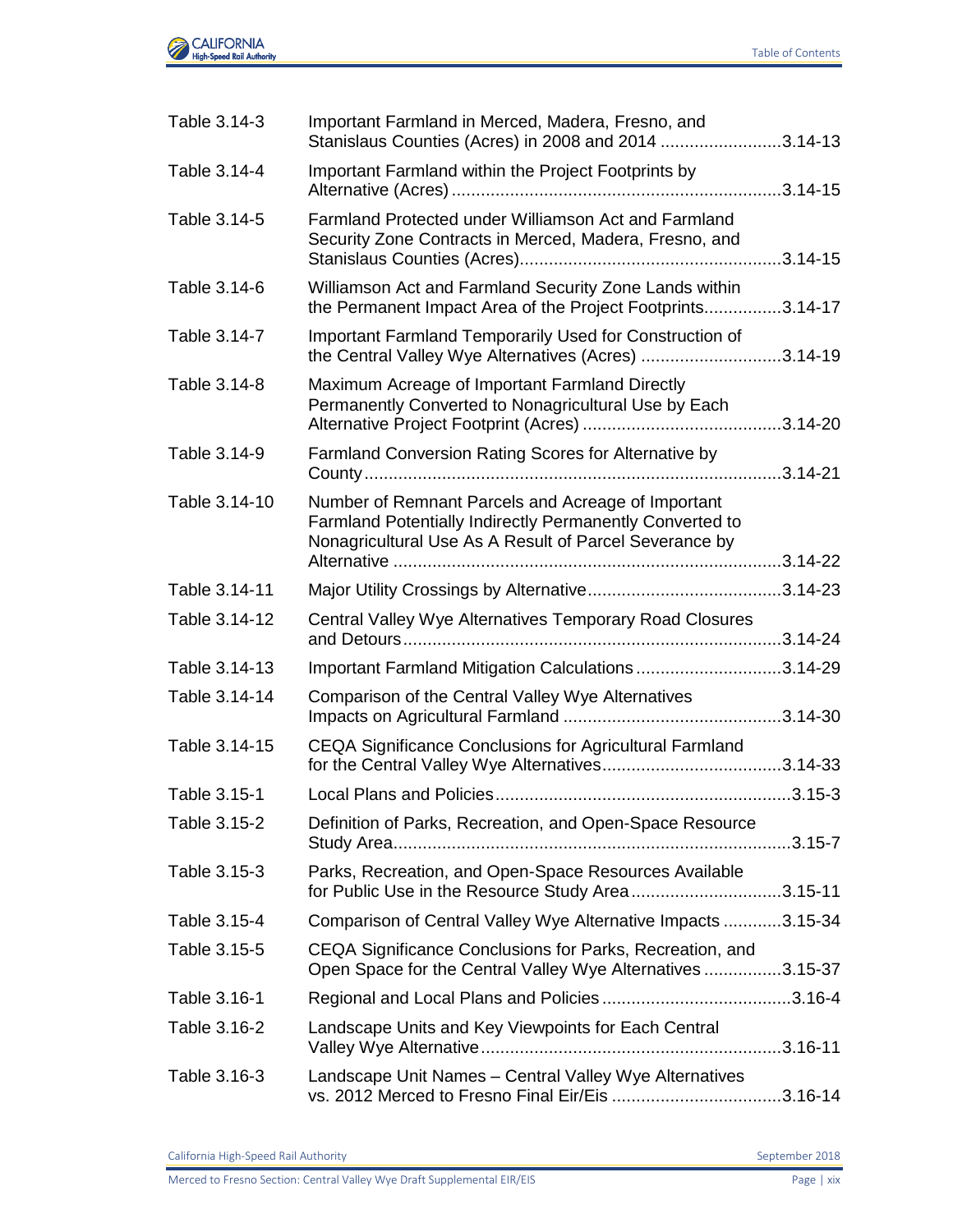| | | |
|---|---|---|
| Table 3.14-3 | Important Farmland in Merced, Madera, Fresno, and Stanislaus Counties (Acres) in 2008 and 2014 | 3.14-13 |
| Table 3.14-4 | Important Farmland within the Project Footprints by Alternative (Acres) | 3.14-15 |
| Table 3.14-5 | Farmland Protected under Williamson Act and Farmland Security Zone Contracts in Merced, Madera, Fresno, and Stanislaus Counties (Acres) | 3.14-15 |
| Table 3.14-6 | Williamson Act and Farmland Security Zone Lands within the Permanent Impact Area of the Project Footprints | 3.14-17 |
| Table 3.14-7 | Important Farmland Temporarily Used for Construction of the Central Valley Wye Alternatives (Acres) | 3.14-19 |
| Table 3.14-8 | Maximum Acreage of Important Farmland Directly Permanently Converted to Nonagricultural Use by Each Alternative Project Footprint (Acres) | 3.14-20 |
| Table 3.14-9 | Farmland Conversion Rating Scores for Alternative by County | 3.14-21 |
| Table 3.14-10 | Number of Remnant Parcels and Acreage of Important Farmland Potentially Indirectly Permanently Converted to Nonagricultural Use As A Result of Parcel Severance by Alternative | 3.14-22 |
| Table 3.14-11 | Major Utility Crossings by Alternative | 3.14-23 |
| Table 3.14-12 | Central Valley Wye Alternatives Temporary Road Closures and Detours | 3.14-24 |
| Table 3.14-13 | Important Farmland Mitigation Calculations | 3.14-29 |
| Table 3.14-14 | Comparison of the Central Valley Wye Alternatives Impacts on Agricultural Farmland | 3.14-30 |
| Table 3.14-15 | CEQA Significance Conclusions for Agricultural Farmland for the Central Valley Wye Alternatives | 3.14-33 |
| Table 3.15-1 | Local Plans and Policies | 3.15-3 |
| Table 3.15-2 | Definition of Parks, Recreation, and Open-Space Resource Study Area | 3.15-7 |
| Table 3.15-3 | Parks, Recreation, and Open-Space Resources Available for Public Use in the Resource Study Area | 3.15-11 |
| Table 3.15-4 | Comparison of Central Valley Wye Alternative Impacts | 3.15-34 |
| Table 3.15-5 | CEQA Significance Conclusions for Parks, Recreation, and Open Space for the Central Valley Wye Alternatives | 3.15-37 |
| Table 3.16-1 | Regional and Local Plans and Policies | 3.16-4 |
| Table 3.16-2 | Landscape Units and Key Viewpoints for Each Central Valley Wye Alternative | 3.16-11 |
| Table 3.16-3 | Landscape Unit Names – Central Valley Wye Alternatives vs. 2012 Merced to Fresno Final Eir/Eis | 3.16-14 |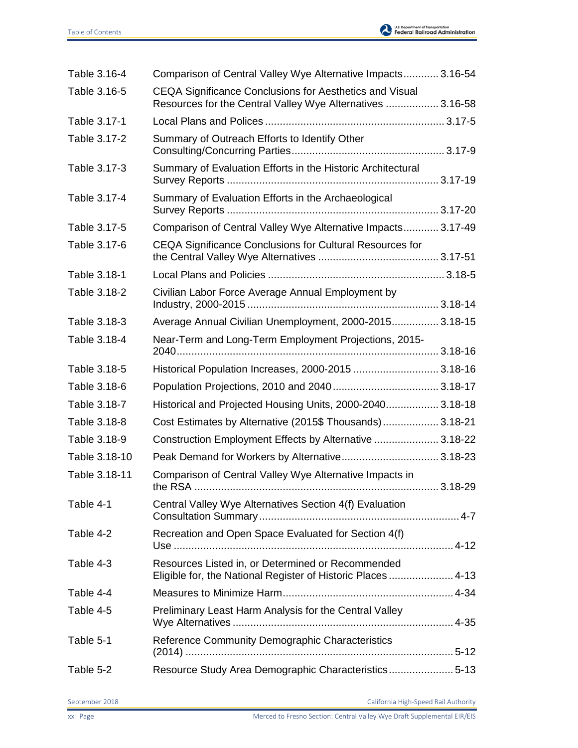| | | |
|---|---|---|
| Table 3.16-4 | Comparison of Central Valley Wye Alternative Impacts | 3.16-54 |
| Table 3.16-5 | CEQA Significance Conclusions for Aesthetics and Visual Resources for the Central Valley Wye Alternatives | 3.16-58 |
| Table 3.17-1 | Local Plans and Polices | 3.17-5 |
| Table 3.17-2 | Summary of Outreach Efforts to Identify Other Consulting/Concurring Parties | 3.17-9 |
| Table 3.17-3 | Summary of Evaluation Efforts in the Historic Architectural Survey Reports | 3.17-19 |
| Table 3.17-4 | Summary of Evaluation Efforts in the Archaeological Survey Reports | 3.17-20 |
| Table 3.17-5 | Comparison of Central Valley Wye Alternative Impacts | 3.17-49 |
| Table 3.17-6 | CEQA Significance Conclusions for Cultural Resources for the Central Valley Wye Alternatives | 3.17-51 |
| Table 3.18-1 | Local Plans and Policies | 3.18-5 |
| Table 3.18-2 | Civilian Labor Force Average Annual Employment by Industry, 2000-2015 | 3.18-14 |
| Table 3.18-3 | Average Annual Civilian Unemployment, 2000-2015 | 3.18-15 |
| Table 3.18-4 | Near-Term and Long-Term Employment Projections, 2015-2040 | 3.18-16 |
| Table 3.18-5 | Historical Population Increases, 2000-2015 | 3.18-16 |
| Table 3.18-6 | Population Projections, 2010 and 2040 | 3.18-17 |
| Table 3.18-7 | Historical and Projected Housing Units, 2000-2040 | 3.18-18 |
| Table 3.18-8 | Cost Estimates by Alternative (2015$ Thousands) | 3.18-21 |
| Table 3.18-9 | Construction Employment Effects by Alternative | 3.18-22 |
| Table 3.18-10 | Peak Demand for Workers by Alternative | 3.18-23 |
| Table 3.18-11 | Comparison of Central Valley Wye Alternative Impacts in the RSA | 3.18-29 |
| Table 4-1 | Central Valley Wye Alternatives Section 4(f) Evaluation Consultation Summary | 4-7 |
| Table 4-2 | Recreation and Open Space Evaluated for Section 4(f) Use | 4-12 |
| Table 4-3 | Resources Listed in, or Determined or Recommended Eligible for, the National Register of Historic Places | 4-13 |
| Table 4-4 | Measures to Minimize Harm | 4-34 |
| Table 4-5 | Preliminary Least Harm Analysis for the Central Valley Wye Alternatives | 4-35 |
| Table 5-1 | Reference Community Demographic Characteristics (2014) | 5-12 |
| Table 5-2 | Resource Study Area Demographic Characteristics | 5-13 |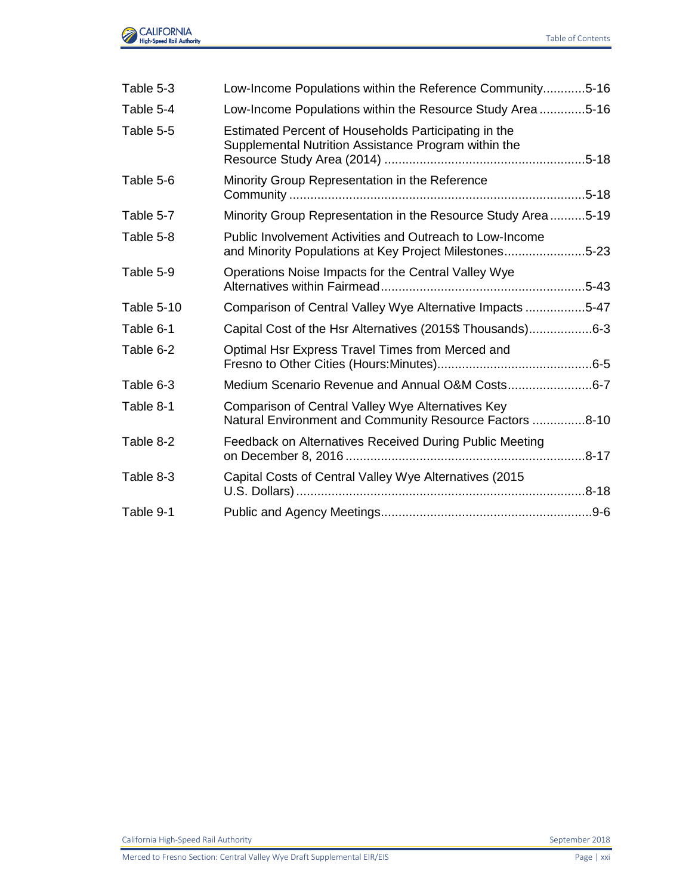| | | |
|---|---|---|
| Table 5-3 | Low-Income Populations within the Reference Community | 5-16 |
| Table 5-4 | Low-Income Populations within the Resource Study Area | 5-16 |
| Table 5-5 | Estimated Percent of Households Participating in the Supplemental Nutrition Assistance Program within the Resource Study Area (2014) | 5-18 |
| Table 5-6 | Minority Group Representation in the Reference Community | 5-18 |
| Table 5-7 | Minority Group Representation in the Resource Study Area | 5-19 |
| Table 5-8 | Public Involvement Activities and Outreach to Low-Income and Minority Populations at Key Project Milestones | 5-23 |
| Table 5-9 | Operations Noise Impacts for the Central Valley Wye Alternatives within Fairmead | 5-43 |
| Table 5-10 | Comparison of Central Valley Wye Alternative Impacts | 5-47 |
| Table 6-1 | Capital Cost of the Hsr Alternatives (2015$ Thousands) | 6-3 |
| Table 6-2 | Optimal Hsr Express Travel Times from Merced and Fresno to Other Cities (Hours:Minutes) | 6-5 |
| Table 6-3 | Medium Scenario Revenue and Annual O&M Costs | 6-7 |
| Table 8-1 | Comparison of Central Valley Wye Alternatives Key Natural Environment and Community Resource Factors | 8-10 |
| Table 8-2 | Feedback on Alternatives Received During Public Meeting on December 8, 2016 | 8-17 |
| Table 8-3 | Capital Costs of Central Valley Wye Alternatives (2015 U.S. Dollars) | 8-18 |
| Table 9-1 | Public and Agency Meetings | 9-6 |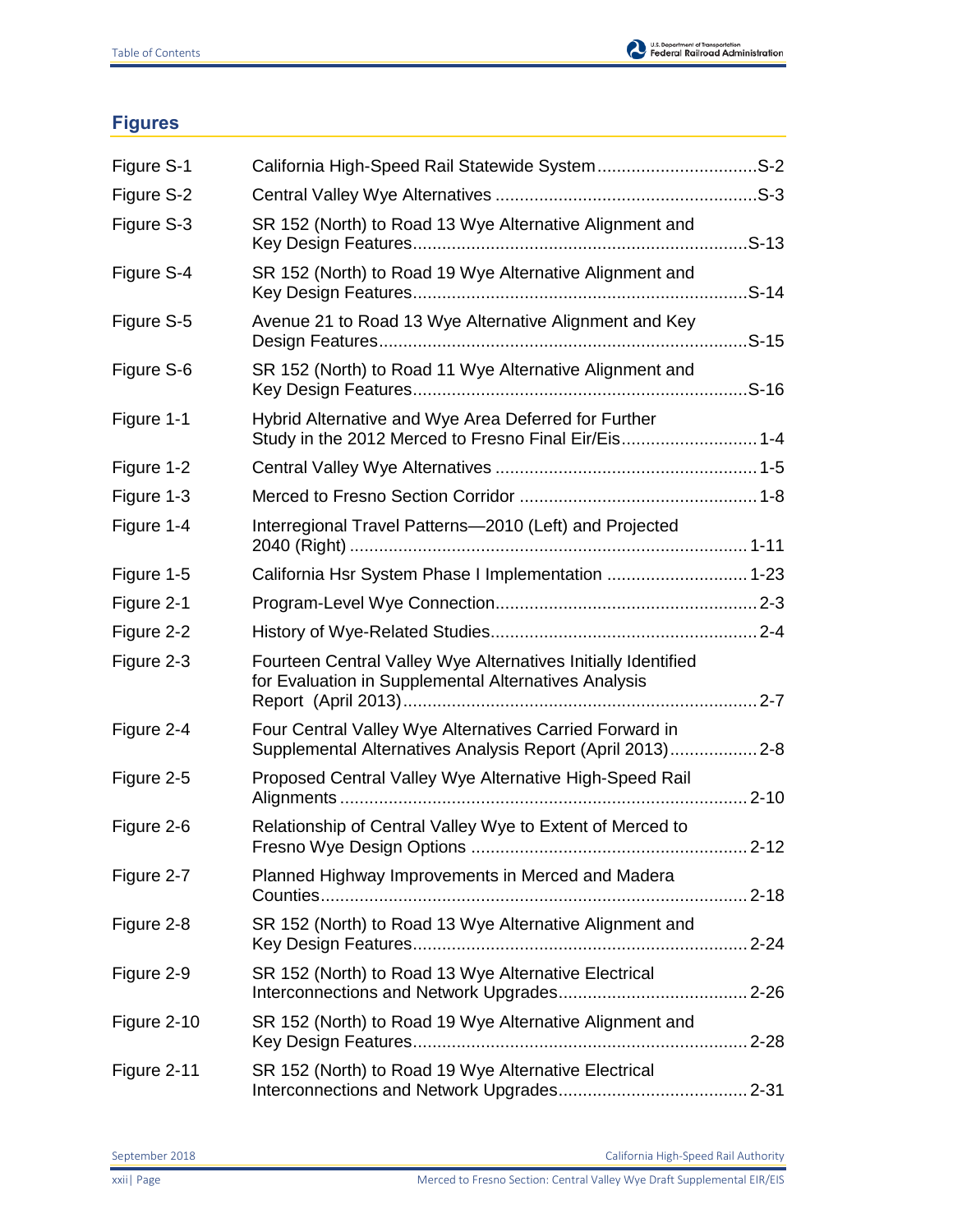## Figures

| | | |
|---|---|---|
| Figure S-1 | California High-Speed Rail Statewide System | S-2 |
| Figure S-2 | Central Valley Wye Alternatives | S-3 |
| Figure S-3 | SR 152 (North) to Road 13 Wye Alternative Alignment and Key Design Features | S-13 |
| Figure S-4 | SR 152 (North) to Road 19 Wye Alternative Alignment and Key Design Features | S-14 |
| Figure S-5 | Avenue 21 to Road 13 Wye Alternative Alignment and Key Design Features | S-15 |
| Figure S-6 | SR 152 (North) to Road 11 Wye Alternative Alignment and Key Design Features | S-16 |
| Figure 1-1 | Hybrid Alternative and Wye Area Deferred for Further Study in the 2012 Merced to Fresno Final Eir/Eis | 1-4 |
| Figure 1-2 | Central Valley Wye Alternatives | 1-5 |
| Figure 1-3 | Merced to Fresno Section Corridor | 1-8 |
| Figure 1-4 | Interregional Travel Patterns—2010 (Left) and Projected 2040 (Right) | 1-11 |
| Figure 1-5 | California Hsr System Phase I Implementation | 1-23 |
| Figure 2-1 | Program-Level Wye Connection | 2-3 |
| Figure 2-2 | History of Wye-Related Studies | 2-4 |
| Figure 2-3 | Fourteen Central Valley Wye Alternatives Initially Identified for Evaluation in Supplemental Alternatives Analysis Report (April 2013) | 2-7 |
| Figure 2-4 | Four Central Valley Wye Alternatives Carried Forward in Supplemental Alternatives Analysis Report (April 2013) | 2-8 |
| Figure 2-5 | Proposed Central Valley Wye Alternative High-Speed Rail Alignments | 2-10 |
| Figure 2-6 | Relationship of Central Valley Wye to Extent of Merced to Fresno Wye Design Options | 2-12 |
| Figure 2-7 | Planned Highway Improvements in Merced and Madera Counties | 2-18 |
| Figure 2-8 | SR 152 (North) to Road 13 Wye Alternative Alignment and Key Design Features | 2-24 |
| Figure 2-9 | SR 152 (North) to Road 13 Wye Alternative Electrical Interconnections and Network Upgrades | 2-26 |
| Figure 2-10 | SR 152 (North) to Road 19 Wye Alternative Alignment and Key Design Features | 2-28 |
| Figure 2-11 | SR 152 (North) to Road 19 Wye Alternative Electrical Interconnections and Network Upgrades | 2-31 |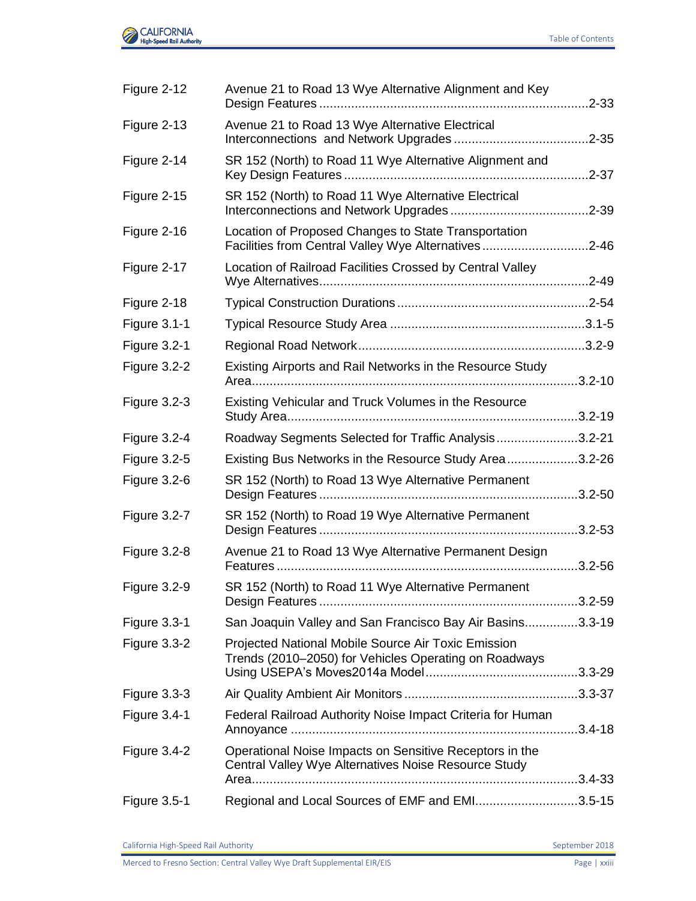| | | |
|---|---|---|
| Figure 2-12 | Avenue 21 to Road 13 Wye Alternative Alignment and Key Design Features | 2-33 |
| Figure 2-13 | Avenue 21 to Road 13 Wye Alternative Electrical Interconnections and Network Upgrades | 2-35 |
| Figure 2-14 | SR 152 (North) to Road 11 Wye Alternative Alignment and Key Design Features | 2-37 |
| Figure 2-15 | SR 152 (North) to Road 11 Wye Alternative Electrical Interconnections and Network Upgrades | 2-39 |
| Figure 2-16 | Location of Proposed Changes to State Transportation Facilities from Central Valley Wye Alternatives | 2-46 |
| Figure 2-17 | Location of Railroad Facilities Crossed by Central Valley Wye Alternatives | 2-49 |
| Figure 2-18 | Typical Construction Durations | 2-54 |
| Figure 3.1-1 | Typical Resource Study Area | 3.1-5 |
| Figure 3.2-1 | Regional Road Network | 3.2-9 |
| Figure 3.2-2 | Existing Airports and Rail Networks in the Resource Study Area | 3.2-10 |
| Figure 3.2-3 | Existing Vehicular and Truck Volumes in the Resource Study Area | 3.2-19 |
| Figure 3.2-4 | Roadway Segments Selected for Traffic Analysis | 3.2-21 |
| Figure 3.2-5 | Existing Bus Networks in the Resource Study Area | 3.2-26 |
| Figure 3.2-6 | SR 152 (North) to Road 13 Wye Alternative Permanent Design Features | 3.2-50 |
| Figure 3.2-7 | SR 152 (North) to Road 19 Wye Alternative Permanent Design Features | 3.2-53 |
| Figure 3.2-8 | Avenue 21 to Road 13 Wye Alternative Permanent Design Features | 3.2-56 |
| Figure 3.2-9 | SR 152 (North) to Road 11 Wye Alternative Permanent Design Features | 3.2-59 |
| Figure 3.3-1 | San Joaquin Valley and San Francisco Bay Air Basins | 3.3-19 |
| Figure 3.3-2 | Projected National Mobile Source Air Toxic Emission Trends (2010–2050) for Vehicles Operating on Roadways Using USEPA's Moves2014a Model | 3.3-29 |
| Figure 3.3-3 | Air Quality Ambient Air Monitors | 3.3-37 |
| Figure 3.4-1 | Federal Railroad Authority Noise Impact Criteria for Human Annoyance | 3.4-18 |
| Figure 3.4-2 | Operational Noise Impacts on Sensitive Receptors in the Central Valley Wye Alternatives Noise Resource Study Area | 3.4-33 |
| Figure 3.5-1 | Regional and Local Sources of EMF and EMI | 3.5-15 |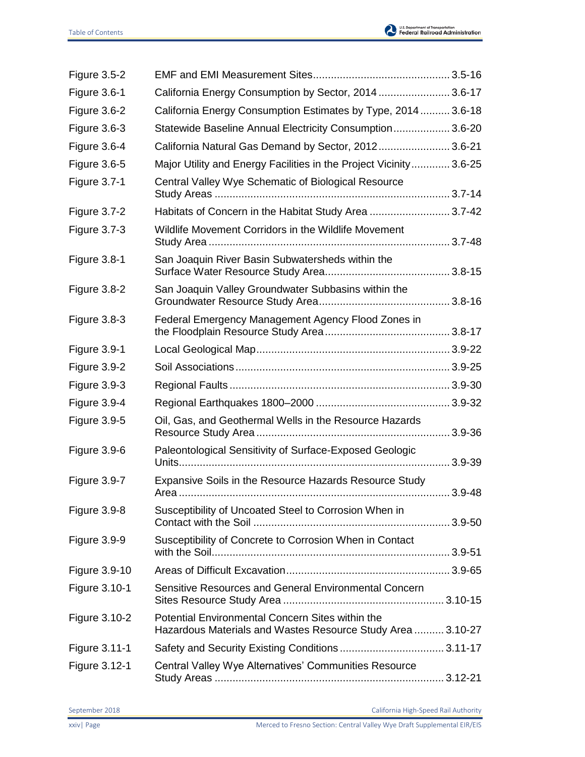| | | |
|---|---|---|
| Figure 3.5-2 | EMF and EMI Measurement Sites | 3.5-16 |
| Figure 3.6-1 | California Energy Consumption by Sector, 2014 | 3.6-17 |
| Figure 3.6-2 | California Energy Consumption Estimates by Type, 2014 | 3.6-18 |
| Figure 3.6-3 | Statewide Baseline Annual Electricity Consumption | 3.6-20 |
| Figure 3.6-4 | California Natural Gas Demand by Sector, 2012 | 3.6-21 |
| Figure 3.6-5 | Major Utility and Energy Facilities in the Project Vicinity | 3.6-25 |
| Figure 3.7-1 | Central Valley Wye Schematic of Biological Resource Study Areas | 3.7-14 |
| Figure 3.7-2 | Habitats of Concern in the Habitat Study Area | 3.7-42 |
| Figure 3.7-3 | Wildlife Movement Corridors in the Wildlife Movement Study Area | 3.7-48 |
| Figure 3.8-1 | San Joaquin River Basin Subwatersheds within the Surface Water Resource Study Area | 3.8-15 |
| Figure 3.8-2 | San Joaquin Valley Groundwater Subbasins within the Groundwater Resource Study Area | 3.8-16 |
| Figure 3.8-3 | Federal Emergency Management Agency Flood Zones in the Floodplain Resource Study Area | 3.8-17 |
| Figure 3.9-1 | Local Geological Map | 3.9-22 |
| Figure 3.9-2 | Soil Associations | 3.9-25 |
| Figure 3.9-3 | Regional Faults | 3.9-30 |
| Figure 3.9-4 | Regional Earthquakes 1800–2000 | 3.9-32 |
| Figure 3.9-5 | Oil, Gas, and Geothermal Wells in the Resource Hazards Resource Study Area | 3.9-36 |
| Figure 3.9-6 | Paleontological Sensitivity of Surface-Exposed Geologic Units | 3.9-39 |
| Figure 3.9-7 | Expansive Soils in the Resource Hazards Resource Study Area | 3.9-48 |
| Figure 3.9-8 | Susceptibility of Uncoated Steel to Corrosion When in Contact with the Soil | 3.9-50 |
| Figure 3.9-9 | Susceptibility of Concrete to Corrosion When in Contact with the Soil | 3.9-51 |
| Figure 3.9-10 | Areas of Difficult Excavation | 3.9-65 |
| Figure 3.10-1 | Sensitive Resources and General Environmental Concern Sites Resource Study Area | 3.10-15 |
| Figure 3.10-2 | Potential Environmental Concern Sites within the Hazardous Materials and Wastes Resource Study Area | 3.10-27 |
| Figure 3.11-1 | Safety and Security Existing Conditions | 3.11-17 |
| Figure 3.12-1 | Central Valley Wye Alternatives' Communities Resource Study Areas | 3.12-21 |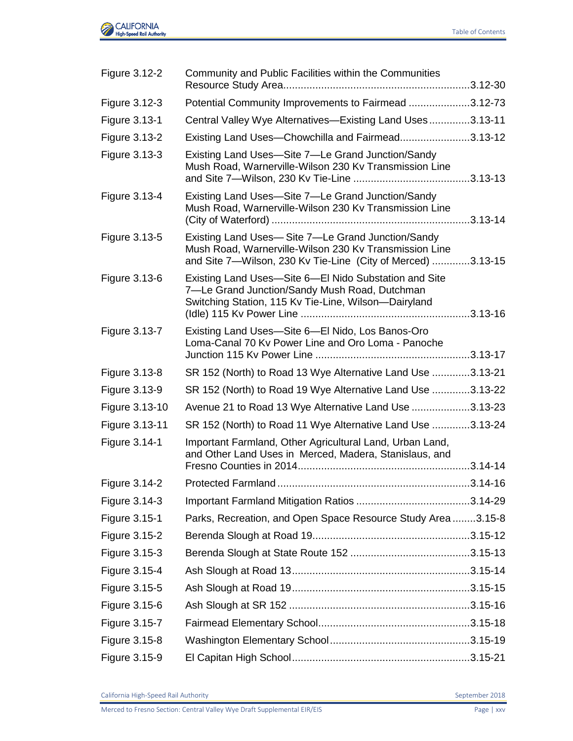| | | |
|---|---|---|
| Figure 3.12-2 | Community and Public Facilities within the Communities Resource Study Area | 3.12-30 |
| Figure 3.12-3 | Potential Community Improvements to Fairmead | 3.12-73 |
| Figure 3.13-1 | Central Valley Wye Alternatives—Existing Land Uses | 3.13-11 |
| Figure 3.13-2 | Existing Land Uses—Chowchilla and Fairmead | 3.13-12 |
| Figure 3.13-3 | Existing Land Uses—Site 7—Le Grand Junction/Sandy Mush Road, Warnerville-Wilson 230 Kv Transmission Line and Site 7—Wilson, 230 Kv Tie-Line | 3.13-13 |
| Figure 3.13-4 | Existing Land Uses—Site 7—Le Grand Junction/Sandy Mush Road, Warnerville-Wilson 230 Kv Transmission Line (City of Waterford) | 3.13-14 |
| Figure 3.13-5 | Existing Land Uses— Site 7—Le Grand Junction/Sandy Mush Road, Warnerville-Wilson 230 Kv Transmission Line and Site 7—Wilson, 230 Kv Tie-Line (City of Merced) | 3.13-15 |
| Figure 3.13-6 | Existing Land Uses—Site 6—El Nido Substation and Site 7—Le Grand Junction/Sandy Mush Road, Dutchman Switching Station, 115 Kv Tie-Line, Wilson—Dairyland (Idle) 115 Kv Power Line | 3.13-16 |
| Figure 3.13-7 | Existing Land Uses—Site 6—El Nido, Los Banos-Oro Loma-Canal 70 Kv Power Line and Oro Loma - Panoche Junction 115 Kv Power Line | 3.13-17 |
| Figure 3.13-8 | SR 152 (North) to Road 13 Wye Alternative Land Use | 3.13-21 |
| Figure 3.13-9 | SR 152 (North) to Road 19 Wye Alternative Land Use | 3.13-22 |
| Figure 3.13-10 | Avenue 21 to Road 13 Wye Alternative Land Use | 3.13-23 |
| Figure 3.13-11 | SR 152 (North) to Road 11 Wye Alternative Land Use | 3.13-24 |
| Figure 3.14-1 | Important Farmland, Other Agricultural Land, Urban Land, and Other Land Uses in Merced, Madera, Stanislaus, and Fresno Counties in 2014 | 3.14-14 |
| Figure 3.14-2 | Protected Farmland | 3.14-16 |
| Figure 3.14-3 | Important Farmland Mitigation Ratios | 3.14-29 |
| Figure 3.15-1 | Parks, Recreation, and Open Space Resource Study Area | 3.15-8 |
| Figure 3.15-2 | Berenda Slough at Road 19 | 3.15-12 |
| Figure 3.15-3 | Berenda Slough at State Route 152 | 3.15-13 |
| Figure 3.15-4 | Ash Slough at Road 13 | 3.15-14 |
| Figure 3.15-5 | Ash Slough at Road 19 | 3.15-15 |
| Figure 3.15-6 | Ash Slough at SR 152 | 3.15-16 |
| Figure 3.15-7 | Fairmead Elementary School | 3.15-18 |
| Figure 3.15-8 | Washington Elementary School | 3.15-19 |
| Figure 3.15-9 | El Capitan High School | 3.15-21 |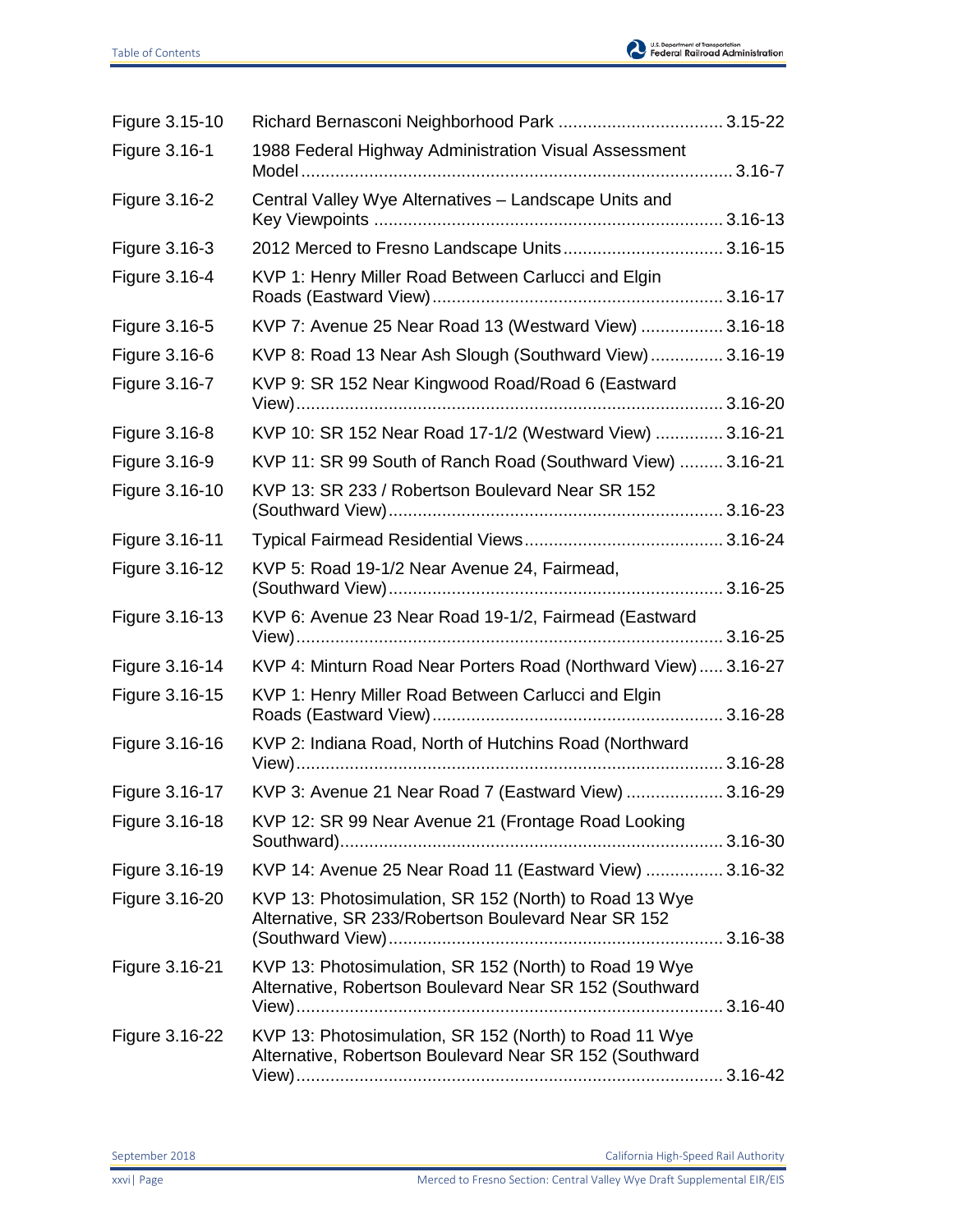| | | |
|---|---|---|
| Figure 3.15-10 | Richard Bernasconi Neighborhood Park | 3.15-22 |
| Figure 3.16-1 | 1988 Federal Highway Administration Visual Assessment Model | 3.16-7 |
| Figure 3.16-2 | Central Valley Wye Alternatives – Landscape Units and Key Viewpoints | 3.16-13 |
| Figure 3.16-3 | 2012 Merced to Fresno Landscape Units | 3.16-15 |
| Figure 3.16-4 | KVP 1: Henry Miller Road Between Carlucci and Elgin Roads (Eastward View) | 3.16-17 |
| Figure 3.16-5 | KVP 7: Avenue 25 Near Road 13 (Westward View) | 3.16-18 |
| Figure 3.16-6 | KVP 8: Road 13 Near Ash Slough (Southward View) | 3.16-19 |
| Figure 3.16-7 | KVP 9: SR 152 Near Kingwood Road/Road 6 (Eastward View) | 3.16-20 |
| Figure 3.16-8 | KVP 10: SR 152 Near Road 17-1/2 (Westward View) | 3.16-21 |
| Figure 3.16-9 | KVP 11: SR 99 South of Ranch Road (Southward View) | 3.16-21 |
| Figure 3.16-10 | KVP 13: SR 233 / Robertson Boulevard Near SR 152 (Southward View) | 3.16-23 |
| Figure 3.16-11 | Typical Fairmead Residential Views | 3.16-24 |
| Figure 3.16-12 | KVP 5: Road 19-1/2 Near Avenue 24, Fairmead, (Southward View) | 3.16-25 |
| Figure 3.16-13 | KVP 6: Avenue 23 Near Road 19-1/2, Fairmead (Eastward View) | 3.16-25 |
| Figure 3.16-14 | KVP 4: Minturn Road Near Porters Road (Northward View) | 3.16-27 |
| Figure 3.16-15 | KVP 1: Henry Miller Road Between Carlucci and Elgin Roads (Eastward View) | 3.16-28 |
| Figure 3.16-16 | KVP 2: Indiana Road, North of Hutchins Road (Northward View) | 3.16-28 |
| Figure 3.16-17 | KVP 3: Avenue 21 Near Road 7 (Eastward View) | 3.16-29 |
| Figure 3.16-18 | KVP 12: SR 99 Near Avenue 21 (Frontage Road Looking Southward) | 3.16-30 |
| Figure 3.16-19 | KVP 14: Avenue 25 Near Road 11 (Eastward View) | 3.16-32 |
| Figure 3.16-20 | KVP 13: Photosimulation, SR 152 (North) to Road 13 Wye Alternative, SR 233/Robertson Boulevard Near SR 152 (Southward View) | 3.16-38 |
| Figure 3.16-21 | KVP 13: Photosimulation, SR 152 (North) to Road 19 Wye Alternative, Robertson Boulevard Near SR 152 (Southward View) | 3.16-40 |
| Figure 3.16-22 | KVP 13: Photosimulation, SR 152 (North) to Road 11 Wye Alternative, Robertson Boulevard Near SR 152 (Southward View) | 3.16-42 |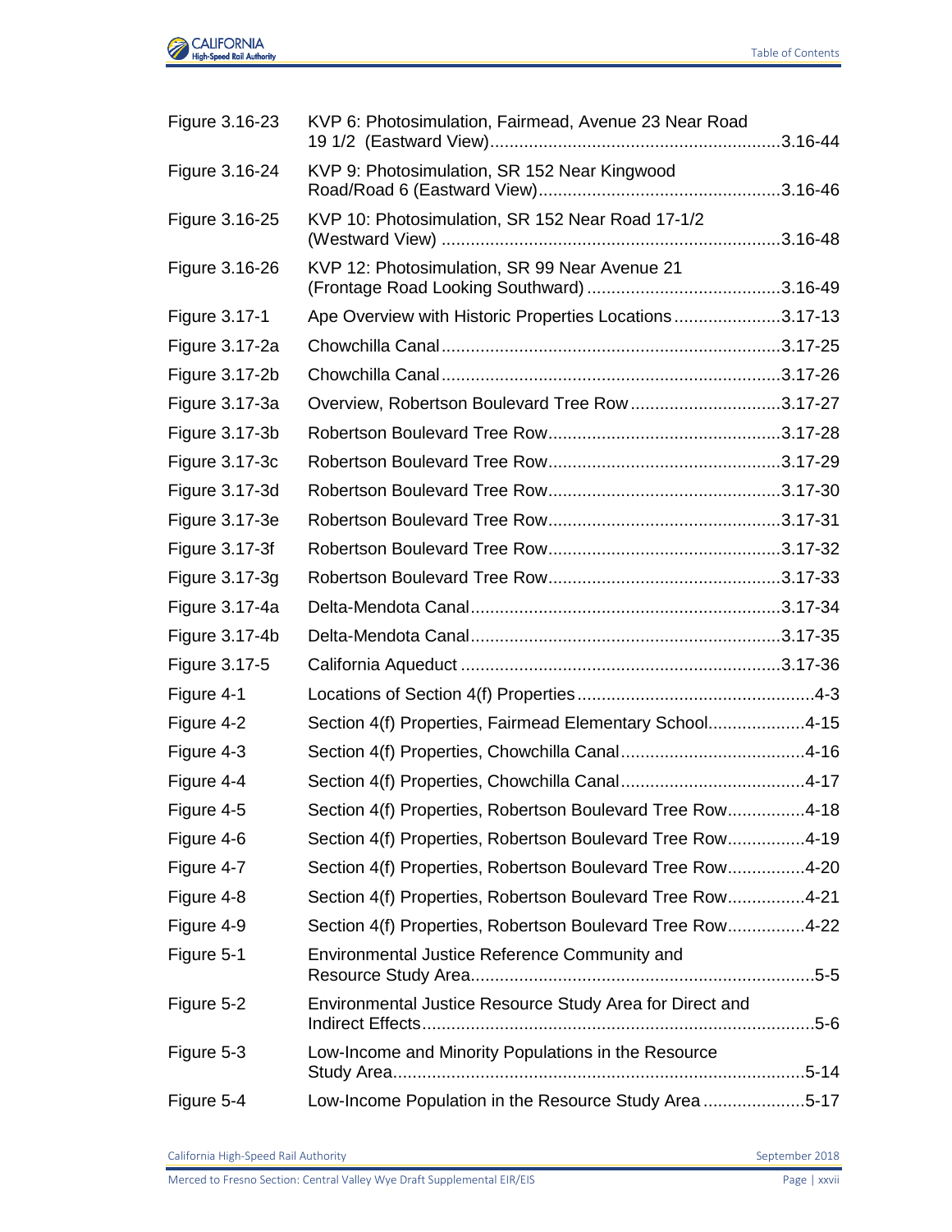| | | |
|---|---|---|
| Figure 3.16-23 | KVP 6: Photosimulation, Fairmead, Avenue 23 Near Road 19 1/2 (Eastward View) | 3.16-44 |
| Figure 3.16-24 | KVP 9: Photosimulation, SR 152 Near Kingwood Road/Road 6 (Eastward View) | 3.16-46 |
| Figure 3.16-25 | KVP 10: Photosimulation, SR 152 Near Road 17-1/2 (Westward View) | 3.16-48 |
| Figure 3.16-26 | KVP 12: Photosimulation, SR 99 Near Avenue 21 (Frontage Road Looking Southward) | 3.16-49 |
| Figure 3.17-1 | Ape Overview with Historic Properties Locations | 3.17-13 |
| Figure 3.17-2a | Chowchilla Canal | 3.17-25 |
| Figure 3.17-2b | Chowchilla Canal | 3.17-26 |
| Figure 3.17-3a | Overview, Robertson Boulevard Tree Row | 3.17-27 |
| Figure 3.17-3b | Robertson Boulevard Tree Row | 3.17-28 |
| Figure 3.17-3c | Robertson Boulevard Tree Row | 3.17-29 |
| Figure 3.17-3d | Robertson Boulevard Tree Row | 3.17-30 |
| Figure 3.17-3e | Robertson Boulevard Tree Row | 3.17-31 |
| Figure 3.17-3f | Robertson Boulevard Tree Row | 3.17-32 |
| Figure 3.17-3g | Robertson Boulevard Tree Row | 3.17-33 |
| Figure 3.17-4a | Delta-Mendota Canal | 3.17-34 |
| Figure 3.17-4b | Delta-Mendota Canal | 3.17-35 |
| Figure 3.17-5 | California Aqueduct | 3.17-36 |
| Figure 4-1 | Locations of Section 4(f) Properties | 4-3 |
| Figure 4-2 | Section 4(f) Properties, Fairmead Elementary School | 4-15 |
| Figure 4-3 | Section 4(f) Properties, Chowchilla Canal | 4-16 |
| Figure 4-4 | Section 4(f) Properties, Chowchilla Canal | 4-17 |
| Figure 4-5 | Section 4(f) Properties, Robertson Boulevard Tree Row | 4-18 |
| Figure 4-6 | Section 4(f) Properties, Robertson Boulevard Tree Row | 4-19 |
| Figure 4-7 | Section 4(f) Properties, Robertson Boulevard Tree Row | 4-20 |
| Figure 4-8 | Section 4(f) Properties, Robertson Boulevard Tree Row | 4-21 |
| Figure 4-9 | Section 4(f) Properties, Robertson Boulevard Tree Row | 4-22 |
| Figure 5-1 | Environmental Justice Reference Community and Resource Study Area | 5-5 |
| Figure 5-2 | Environmental Justice Resource Study Area for Direct and Indirect Effects | 5-6 |
| Figure 5-3 | Low-Income and Minority Populations in the Resource Study Area | 5-14 |
| Figure 5-4 | Low-Income Population in the Resource Study Area | 5-17 |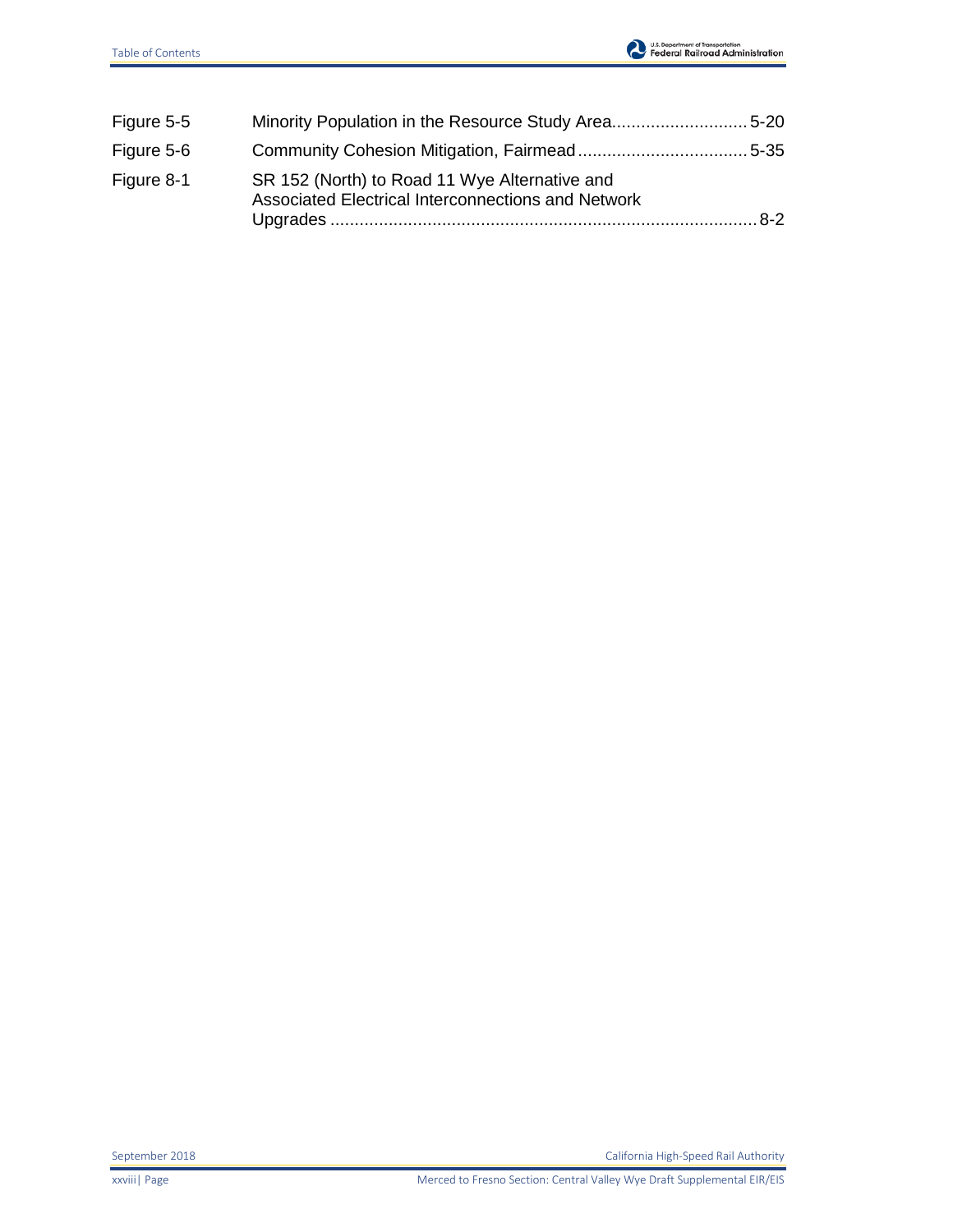| | | |
|---|---|---|
| Figure 5-5 | Minority Population in the Resource Study Area | 5-20 |
| Figure 5-6 | Community Cohesion Mitigation, Fairmead | 5-35 |
| Figure 8-1 | SR 152 (North) to Road 11 Wye Alternative and Associated Electrical Interconnections and Network Upgrades | 8-2 |